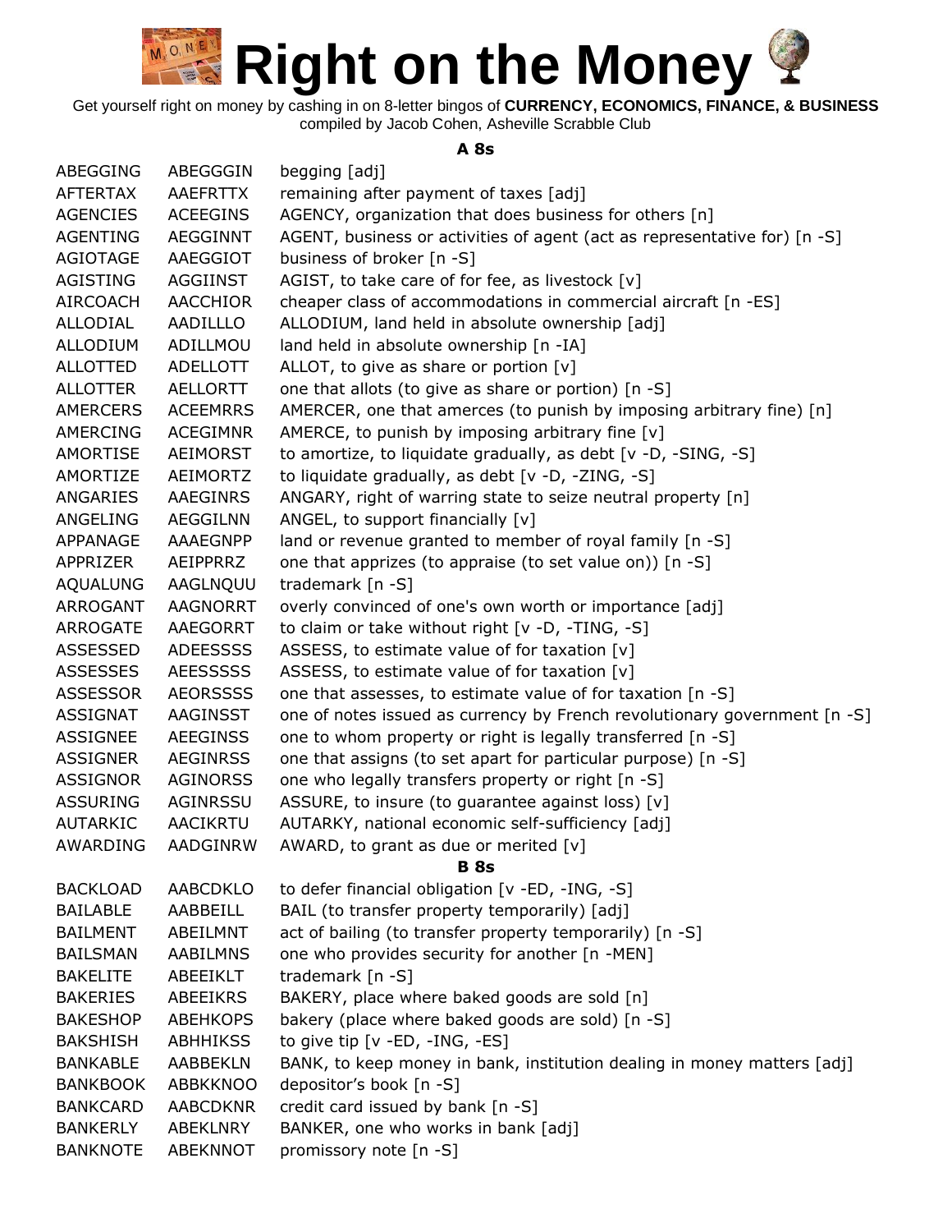# Right on the Money

Get yourself right on money by cashing in on 8-letter bingos of **CURRENCY, ECONOMICS, FINANCE, & BUSINESS**
compiled by Jacob Cohen, Asheville Scrabble Club

### A 8s

| | | |
|---|---|---|
| ABEGGING | ABEGGGIN | begging [adj] |
| AFTERTAX | AAEFRTTX | remaining after payment of taxes [adj] |
| AGENCIES | ACEEGINS | AGENCY, organization that does business for others [n] |
| AGENTING | AEGGINNT | AGENT, business or activities of agent (act as representative for) [n -S] |
| AGIOTAGE | AAEGGIOT | business of broker [n -S] |
| AGISTING | AGGIINST | AGIST, to take care of for fee, as livestock [v] |
| AIRCOACH | AACCHIOR | cheaper class of accommodations in commercial aircraft [n -ES] |
| ALLODIAL | AADILLLO | ALLODIUM, land held in absolute ownership [adj] |
| ALLODIUM | ADILLMOU | land held in absolute ownership [n -IA] |
| ALLOTTED | ADELLOTT | ALLOT, to give as share or portion [v] |
| ALLOTTER | AELLORTT | one that allots (to give as share or portion) [n -S] |
| AMERCERS | ACEEMRRS | AMERCER, one that amerces (to punish by imposing arbitrary fine) [n] |
| AMERCING | ACEGIMNR | AMERCE, to punish by imposing arbitrary fine [v] |
| AMORTISE | AEIMORST | to amortize, to liquidate gradually, as debt [v -D, -SING, -S] |
| AMORTIZE | AEIMORTZ | to liquidate gradually, as debt [v -D, -ZING, -S] |
| ANGARIES | AAEGINRS | ANGARY, right of warring state to seize neutral property [n] |
| ANGELING | AEGGILNN | ANGEL, to support financially [v] |
| APPANAGE | AAAEGNPP | land or revenue granted to member of royal family [n -S] |
| APPRIZER | AEIPPRRZ | one that apprizes (to appraise (to set value on)) [n -S] |
| AQUALUNG | AAGLNQUU | trademark [n -S] |
| ARROGANT | AAGNORRT | overly convinced of one's own worth or importance [adj] |
| ARROGATE | AAEGORRT | to claim or take without right [v -D, -TING, -S] |
| ASSESSED | ADEESSSS | ASSESS, to estimate value of for taxation [v] |
| ASSESSES | AEESSSSS | ASSESS, to estimate value of for taxation [v] |
| ASSESSOR | AEORSSSS | one that assesses, to estimate value of for taxation [n -S] |
| ASSIGNAT | AAGINSST | one of notes issued as currency by French revolutionary government [n -S] |
| ASSIGNEE | AEEGINSS | one to whom property or right is legally transferred [n -S] |
| ASSIGNER | AEGINRSS | one that assigns (to set apart for particular purpose) [n -S] |
| ASSIGNOR | AGINORSS | one who legally transfers property or right [n -S] |
| ASSURING | AGINRSSU | ASSURE, to insure (to guarantee against loss) [v] |
| AUTARKIC | AACIKRTU | AUTARKY, national economic self-sufficiency [adj] |
| AWARDING | AADGINRW | AWARD, to grant as due or merited [v] |

### B 8s

| | | |
|---|---|---|
| BACKLOAD | AABCDKLO | to defer financial obligation [v -ED, -ING, -S] |
| BAILABLE | AABBEILL | BAIL (to transfer property temporarily) [adj] |
| BAILMENT | ABEILMNT | act of bailing (to transfer property temporarily) [n -S] |
| BAILSMAN | AABILMNS | one who provides security for another [n -MEN] |
| BAKELITE | ABEEIKLT | trademark [n -S] |
| BAKERIES | ABEEIKRS | BAKERY, place where baked goods are sold [n] |
| BAKESHOP | ABEHKOPS | bakery (place where baked goods are sold) [n -S] |
| BAKSHISH | ABHHIKSS | to give tip [v -ED, -ING, -ES] |
| BANKABLE | AABBEKLN | BANK, to keep money in bank, institution dealing in money matters [adj] |
| BANKBOOK | ABBKKNOO | depositor's book [n -S] |
| BANKCARD | AABCDKNR | credit card issued by bank [n -S] |
| BANKERLY | ABEKLNRY | BANKER, one who works in bank [adj] |
| BANKNOTE | ABEKNNOT | promissory note [n -S] |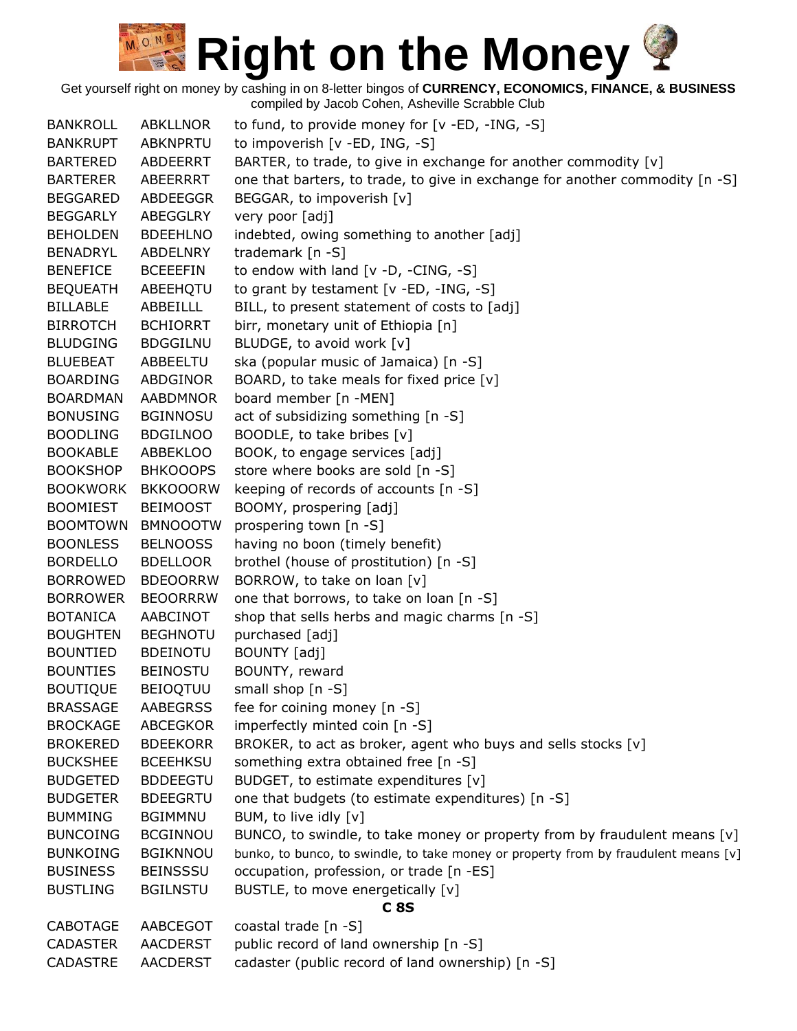# Right on the Money

Get yourself right on money by cashing in on 8-letter bingos of **CURRENCY, ECONOMICS, FINANCE, & BUSINESS**
compiled by Jacob Cohen, Asheville Scrabble Club

| | | |
|---|---|---|
| BANKROLL | ABKLLNOR | to fund, to provide money for [v -ED, -ING, -S] |
| BANKRUPT | ABKNPRTU | to impoverish [v -ED, ING, -S] |
| BARTERED | ABDEERRT | BARTER, to trade, to give in exchange for another commodity [v] |
| BARTERER | ABEERRRT | one that barters, to trade, to give in exchange for another commodity [n -S] |
| BEGGARED | ABDEEGGR | BEGGAR, to impoverish [v] |
| BEGGARLY | ABEGGLRY | very poor [adj] |
| BEHOLDEN | BDEEHLNO | indebted, owing something to another [adj] |
| BENADRYL | ABDELNRY | trademark [n -S] |
| BENEFICE | BCEEEFIN | to endow with land [v -D, -CING, -S] |
| BEQUEATH | ABEEHQTU | to grant by testament [v -ED, -ING, -S] |
| BILLABLE | ABBEILLL | BILL, to present statement of costs to [adj] |
| BIRROTCH | BCHIORRT | birr, monetary unit of Ethiopia [n] |
| BLUDGING | BDGGILNU | BLUDGE, to avoid work [v] |
| BLUEBEAT | ABBEELTU | ska (popular music of Jamaica) [n -S] |
| BOARDING | ABDGINOR | BOARD, to take meals for fixed price [v] |
| BOARDMAN | AABDMNOR | board member [n -MEN] |
| BONUSING | BGINNOSU | act of subsidizing something [n -S] |
| BOODLING | BDGILNOO | BOODLE, to take bribes [v] |
| BOOKABLE | ABBEKLOO | BOOK, to engage services [adj] |
| BOOKSHOP | BHKOOOPS | store where books are sold [n -S] |
| BOOKWORK | BKKOOORW | keeping of records of accounts [n -S] |
| BOOMIEST | BEIMOOST | BOOMY, prospering [adj] |
| BOOMTOWN | BMNOOOTW | prospering town [n -S] |
| BOONLESS | BELNOOSS | having no boon (timely benefit) |
| BORDELLO | BDELLOOR | brothel (house of prostitution) [n -S] |
| BORROWED | BDEOORRW | BORROW, to take on loan [v] |
| BORROWER | BEOORRRW | one that borrows, to take on loan [n -S] |
| BOTANICA | AABCINOT | shop that sells herbs and magic charms [n -S] |
| BOUGHTEN | BEGHNOTU | purchased [adj] |
| BOUNTIED | BDEINOTU | BOUNTY [adj] |
| BOUNTIES | BEINOSTU | BOUNTY, reward |
| BOUTIQUE | BEIOQTUU | small shop [n -S] |
| BRASSAGE | AABEGRSS | fee for coining money [n -S] |
| BROCKAGE | ABCEGKOR | imperfectly minted coin [n -S] |
| BROKERED | BDEEKORR | BROKER, to act as broker, agent who buys and sells stocks [v] |
| BUCKSHEE | BCEEHKSU | something extra obtained free [n -S] |
| BUDGETED | BDDEEGTU | BUDGET, to estimate expenditures [v] |
| BUDGETER | BDEEGRTU | one that budgets (to estimate expenditures) [n -S] |
| BUMMING | BGIMMNU | BUM, to live idly [v] |
| BUNCOING | BCGINNOU | BUNCO, to swindle, to take money or property from by fraudulent means [v] |
| BUNKOING | BGIKNNOU | bunko, to bunco, to swindle, to take money or property from by fraudulent means [v] |
| BUSINESS | BEINSSSU | occupation, profession, or trade [n -ES] |
| BUSTLING | BGILNSTU | BUSTLE, to move energetically [v] |

**C 8S**

| | | |
|---|---|---|
| CABOTAGE | AABCEGOT | coastal trade [n -S] |
| CADASTER | AACDERST | public record of land ownership [n -S] |
| CADASTRE | AACDERST | cadaster (public record of land ownership) [n -S] |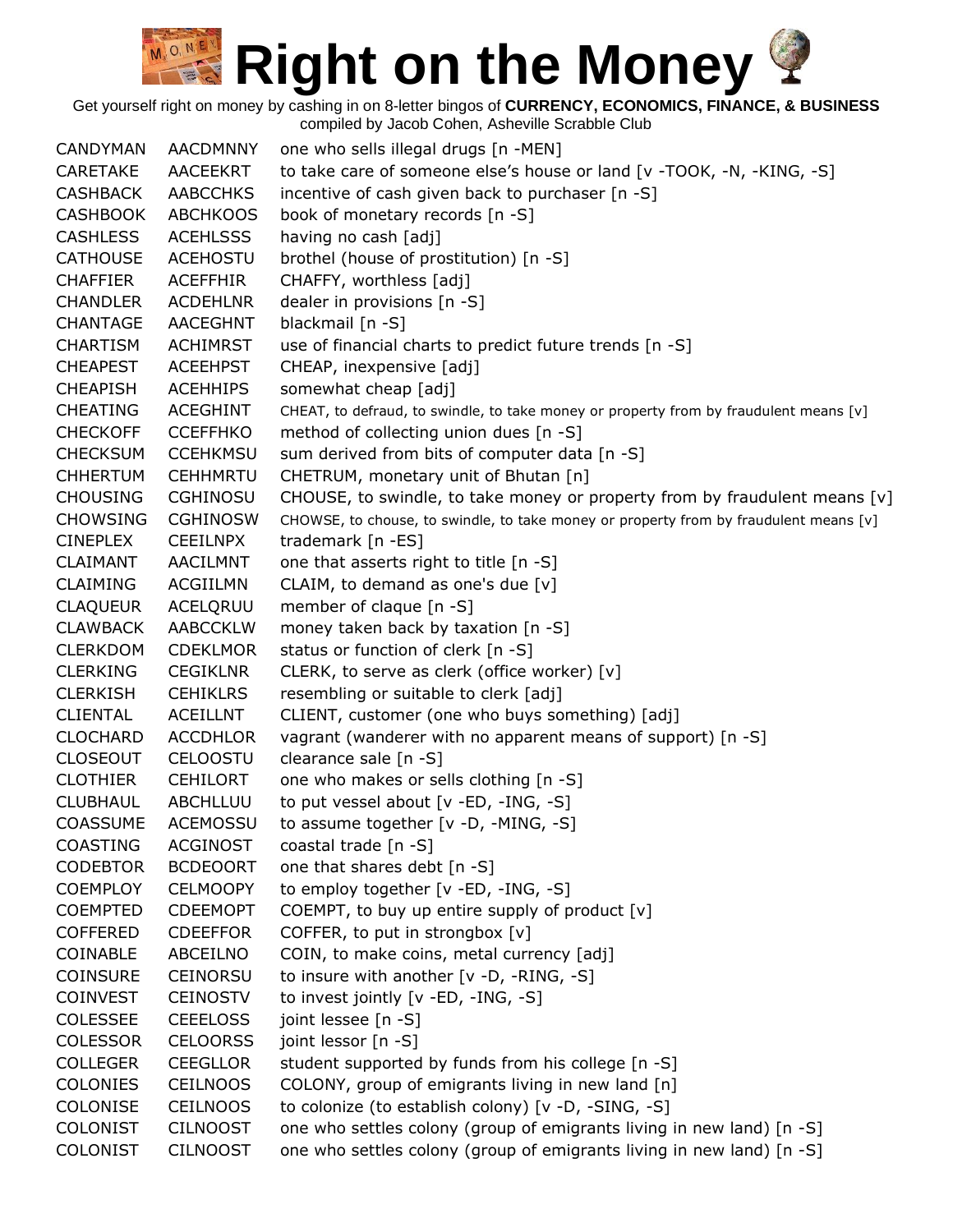# Right on the Money

Get yourself right on money by cashing in on 8-letter bingos of **CURRENCY, ECONOMICS, FINANCE, & BUSINESS**
compiled by Jacob Cohen, Asheville Scrabble Club

| | | |
|---|---|---|
| CANDYMAN | AACDMNNY | one who sells illegal drugs [n -MEN] |
| CARETAKE | AACEEKRT | to take care of someone else's house or land [v -TOOK, -N, -KING, -S] |
| CASHBACK | AABCCHKS | incentive of cash given back to purchaser [n -S] |
| CASHBOOK | ABCHKOOS | book of monetary records [n -S] |
| CASHLESS | ACEHLSSS | having no cash [adj] |
| CATHOUSE | ACEHOSTU | brothel (house of prostitution) [n -S] |
| CHAFFIER | ACEFFHIR | CHAFFY, worthless [adj] |
| CHANDLER | ACDEHLNR | dealer in provisions [n -S] |
| CHANTAGE | AACEGHNT | blackmail [n -S] |
| CHARTISM | ACHIMRST | use of financial charts to predict future trends [n -S] |
| CHEAPEST | ACEEHPST | CHEAP, inexpensive [adj] |
| CHEAPISH | ACEHHIPS | somewhat cheap [adj] |
| CHEATING | ACEGHINT | CHEAT, to defraud, to swindle, to take money or property from by fraudulent means [v] |
| CHECKOFF | CCEFFHKO | method of collecting union dues [n -S] |
| CHECKSUM | CCEHKMSU | sum derived from bits of computer data [n -S] |
| CHHERTUM | CEHHMRTU | CHETRUM, monetary unit of Bhutan [n] |
| CHOUSING | CGHINOSU | CHOUSE, to swindle, to take money or property from by fraudulent means [v] |
| CHOWSING | CGHINOSW | CHOWSE, to chouse, to swindle, to take money or property from by fraudulent means [v] |
| CINEPLEX | CEEILNPX | trademark [n -ES] |
| CLAIMANT | AACILMNT | one that asserts right to title [n -S] |
| CLAIMING | ACGIILMN | CLAIM, to demand as one's due [v] |
| CLAQUEUR | ACELQRUU | member of claque [n -S] |
| CLAWBACK | AABCCKLW | money taken back by taxation [n -S] |
| CLERKDOM | CDEKLMOR | status or function of clerk [n -S] |
| CLERKING | CEGIKLNR | CLERK, to serve as clerk (office worker) [v] |
| CLERKISH | CEHIKLRS | resembling or suitable to clerk [adj] |
| CLIENTAL | ACEILLNT | CLIENT, customer (one who buys something) [adj] |
| CLOCHARD | ACCDHLOR | vagrant (wanderer with no apparent means of support) [n -S] |
| CLOSEOUT | CELOOSTU | clearance sale [n -S] |
| CLOTHIER | CEHILORT | one who makes or sells clothing [n -S] |
| CLUBHAUL | ABCHLLUU | to put vessel about [v -ED, -ING, -S] |
| COASSUME | ACEMOSSU | to assume together [v -D, -MING, -S] |
| COASTING | ACGINOST | coastal trade [n -S] |
| CODEBTOR | BCDEOORT | one that shares debt [n -S] |
| COEMPLOY | CELMOOPY | to employ together [v -ED, -ING, -S] |
| COEMPTED | CDEEMOPT | COEMPT, to buy up entire supply of product [v] |
| COFFERED | CDEEFFOR | COFFER, to put in strongbox [v] |
| COINABLE | ABCEILNO | COIN, to make coins, metal currency [adj] |
| COINSURE | CEINORSU | to insure with another [v -D, -RING, -S] |
| COINVEST | CEINOSTV | to invest jointly [v -ED, -ING, -S] |
| COLESSEE | CEEELOSS | joint lessee [n -S] |
| COLESSOR | CELOORSS | joint lessor [n -S] |
| COLLEGER | CEEGLLOR | student supported by funds from his college [n -S] |
| COLONIES | CEILNOOS | COLONY, group of emigrants living in new land [n] |
| COLONISE | CEILNOOS | to colonize (to establish colony) [v -D, -SING, -S] |
| COLONIST | CILNOOST | one who settles colony (group of emigrants living in new land) [n -S] |
| COLONIST | CILNOOST | one who settles colony (group of emigrants living in new land) [n -S] |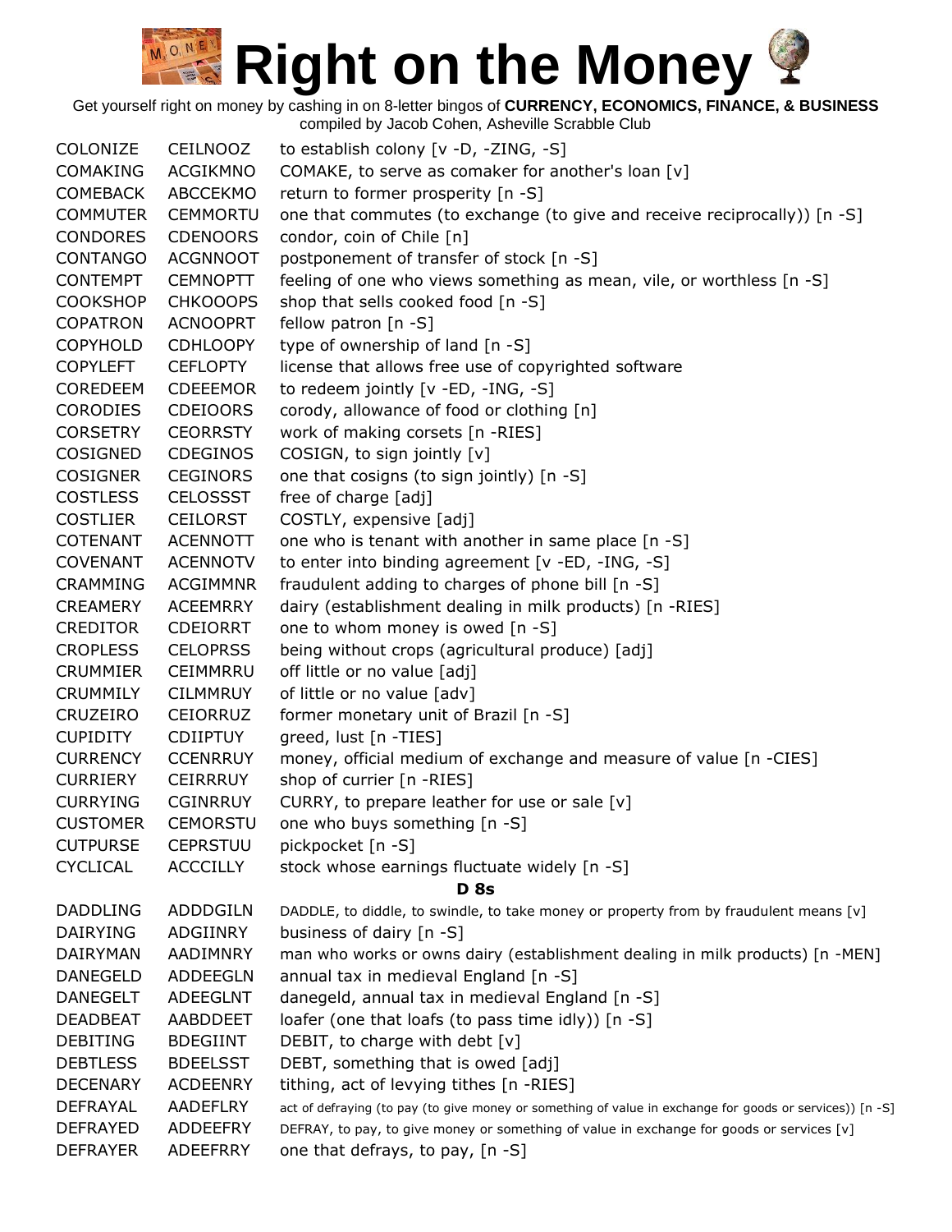# Right on the Money

Get yourself right on money by cashing in on 8-letter bingos of **CURRENCY, ECONOMICS, FINANCE, & BUSINESS**
compiled by Jacob Cohen, Asheville Scrabble Club

| | | |
|---|---|---|
| COLONIZE | CEILNOOZ | to establish colony [v -D, -ZING, -S] |
| COMAKING | ACGIKMNO | COMAKE, to serve as comaker for another's loan [v] |
| COMEBACK | ABCCEKMO | return to former prosperity [n -S] |
| COMMUTER | CEMMORTU | one that commutes (to exchange (to give and receive reciprocally)) [n -S] |
| CONDORES | CDENOORS | condor, coin of Chile [n] |
| CONTANGO | ACGNNOOT | postponement of transfer of stock [n -S] |
| CONTEMPT | CEMNOPTT | feeling of one who views something as mean, vile, or worthless [n -S] |
| COOKSHOP | CHKOOOPS | shop that sells cooked food [n -S] |
| COPATRON | ACNOOPRT | fellow patron [n -S] |
| COPYHOLD | CDHLOOPY | type of ownership of land [n -S] |
| COPYLEFT | CEFLOPTY | license that allows free use of copyrighted software |
| COREDEEM | CDEEEMOR | to redeem jointly [v -ED, -ING, -S] |
| CORODIES | CDEIOORS | corody, allowance of food or clothing [n] |
| CORSETRY | CEORRSTY | work of making corsets [n -RIES] |
| COSIGNED | CDEGINOS | COSIGN, to sign jointly [v] |
| COSIGNER | CEGINORS | one that cosigns (to sign jointly) [n -S] |
| COSTLESS | CELOSSST | free of charge [adj] |
| COSTLIER | CEILORST | COSTLY, expensive [adj] |
| COTENANT | ACENNOTT | one who is tenant with another in same place [n -S] |
| COVENANT | ACENNOTV | to enter into binding agreement [v -ED, -ING, -S] |
| CRAMMING | ACGIMMNR | fraudulent adding to charges of phone bill [n -S] |
| CREAMERY | ACEEMRRY | dairy (establishment dealing in milk products) [n -RIES] |
| CREDITOR | CDEIORRT | one to whom money is owed [n -S] |
| CROPLESS | CELOPRSS | being without crops (agricultural produce) [adj] |
| CRUMMIER | CEIMMRRU | off little or no value [adj] |
| CRUMMILY | CILMMRUY | of little or no value [adv] |
| CRUZEIRO | CEIORRUZ | former monetary unit of Brazil [n -S] |
| CUPIDITY | CDIIPTUY | greed, lust [n -TIES] |
| CURRENCY | CCENRRUY | money, official medium of exchange and measure of value [n -CIES] |
| CURRIERY | CEIRRRUY | shop of currier [n -RIES] |
| CURRYING | CGINRRUY | CURRY, to prepare leather for use or sale [v] |
| CUSTOMER | CEMORSTU | one who buys something [n -S] |
| CUTPURSE | CEPRSTUU | pickpocket [n -S] |
| CYCLICAL | ACCCILLY | stock whose earnings fluctuate widely [n -S] |

## D 8s

| | | |
|---|---|---|
| DADDLING | ADDDGILN | DADDLE, to diddle, to swindle, to take money or property from by fraudulent means [v] |
| DAIRYING | ADGIINRY | business of dairy [n -S] |
| DAIRYMAN | AADIMNRY | man who works or owns dairy (establishment dealing in milk products) [n -MEN] |
| DANEGELD | ADDEEGLN | annual tax in medieval England [n -S] |
| DANEGELT | ADEEGLNT | danegeld, annual tax in medieval England [n -S] |
| DEADBEAT | AABDDEET | loafer (one that loafs (to pass time idly)) [n -S] |
| DEBITING | BDEGIINT | DEBIT, to charge with debt [v] |
| DEBTLESS | BDEELSST | DEBT, something that is owed [adj] |
| DECENARY | ACDEENRY | tithing, act of levying tithes [n -RIES] |
| DEFRAYAL | AADEFLRY | act of defraying (to pay (to give money or something of value in exchange for goods or services)) [n -S] |
| DEFRAYED | ADDEEFRY | DEFRAY, to pay, to give money or something of value in exchange for goods or services [v] |
| DEFRAYER | ADEEFRRY | one that defrays, to pay, [n -S] |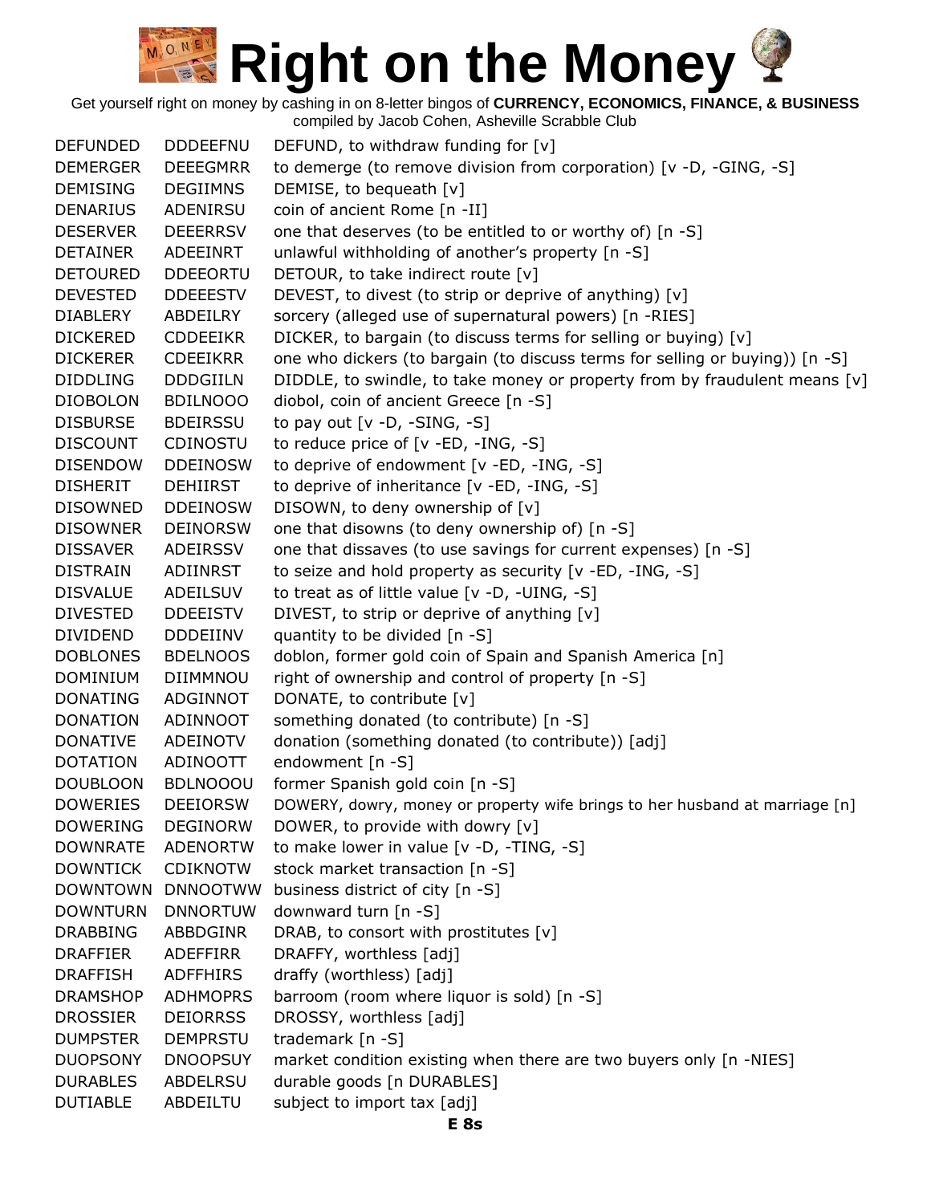# Right on the Money

Get yourself right on money by cashing in on 8-letter bingos of **CURRENCY, ECONOMICS, FINANCE, & BUSINESS**
compiled by Jacob Cohen, Asheville Scrabble Club

| | | |
|---|---|---|
| DEFUNDED | DDDEEFNU | DEFUND, to withdraw funding for [v] |
| DEMERGER | DEEEGMRR | to demerge (to remove division from corporation) [v -D, -GING, -S] |
| DEMISING | DEGIIMNS | DEMISE, to bequeath [v] |
| DENARIUS | ADENIRSU | coin of ancient Rome [n -II] |
| DESERVER | DEEERRSV | one that deserves (to be entitled to or worthy of) [n -S] |
| DETAINER | ADEEINRT | unlawful withholding of another's property [n -S] |
| DETOURED | DDEEORTU | DETOUR, to take indirect route [v] |
| DEVESTED | DDEEESTV | DEVEST, to divest (to strip or deprive of anything) [v] |
| DIABLERY | ABDEILRY | sorcery (alleged use of supernatural powers) [n -RIES] |
| DICKERED | CDDEEIKR | DICKER, to bargain (to discuss terms for selling or buying) [v] |
| DICKERER | CDEEIKRR | one who dickers (to bargain (to discuss terms for selling or buying)) [n -S] |
| DIDDLING | DDDGIILN | DIDDLE, to swindle, to take money or property from by fraudulent means [v] |
| DIOBOLON | BDILNOOO | diobol, coin of ancient Greece [n -S] |
| DISBURSE | BDEIRSSU | to pay out [v -D, -SING, -S] |
| DISCOUNT | CDINOSTU | to reduce price of [v -ED, -ING, -S] |
| DISENDOW | DDEINOSW | to deprive of endowment [v -ED, -ING, -S] |
| DISHERIT | DEHIIRST | to deprive of inheritance [v -ED, -ING, -S] |
| DISOWNED | DDEINOSW | DISOWN, to deny ownership of [v] |
| DISOWNER | DEINORSW | one that disowns (to deny ownership of) [n -S] |
| DISSAVER | ADEIRSSV | one that dissaves (to use savings for current expenses) [n -S] |
| DISTRAIN | ADIINRST | to seize and hold property as security [v -ED, -ING, -S] |
| DISVALUE | ADEILSUV | to treat as of little value [v -D, -UING, -S] |
| DIVESTED | DDEEISTV | DIVEST, to strip or deprive of anything [v] |
| DIVIDEND | DDDEIINV | quantity to be divided [n -S] |
| DOBLONES | BDELNOOS | doblon, former gold coin of Spain and Spanish America [n] |
| DOMINIUM | DIIMMNOU | right of ownership and control of property [n -S] |
| DONATING | ADGINNOT | DONATE, to contribute [v] |
| DONATION | ADINNOOT | something donated (to contribute) [n -S] |
| DONATIVE | ADEINOTV | donation (something donated (to contribute)) [adj] |
| DOTATION | ADINOOTT | endowment [n -S] |
| DOUBLOON | BDLNOOOU | former Spanish gold coin [n -S] |
| DOWERIES | DEEIORSW | DOWERY, dowry, money or property wife brings to her husband at marriage [n] |
| DOWERING | DEGINORW | DOWER, to provide with dowry [v] |
| DOWNRATE | ADENORTW | to make lower in value [v -D, -TING, -S] |
| DOWNTICK | CDIKNOTW | stock market transaction [n -S] |
| DOWNTOWN | DNNOOTWW | business district of city [n -S] |
| DOWNTURN | DNNORTUW | downward turn [n -S] |
| DRABBING | ABBDGINR | DRAB, to consort with prostitutes [v] |
| DRAFFIER | ADEFFIRR | DRAFFY, worthless [adj] |
| DRAFFISH | ADFFHIRS | draffy (worthless) [adj] |
| DRAMSHOP | ADHMOPRS | barroom (room where liquor is sold) [n -S] |
| DROSSIER | DEIORRSS | DROSSY, worthless [adj] |
| DUMPSTER | DEMPRSTU | trademark [n -S] |
| DUOPSONY | DNOOPSUY | market condition existing when there are two buyers only [n -NIES] |
| DURABLES | ABDELRSU | durable goods [n DURABLES] |
| DUTIABLE | ABDEILTU | subject to import tax [adj] |

**E 8s**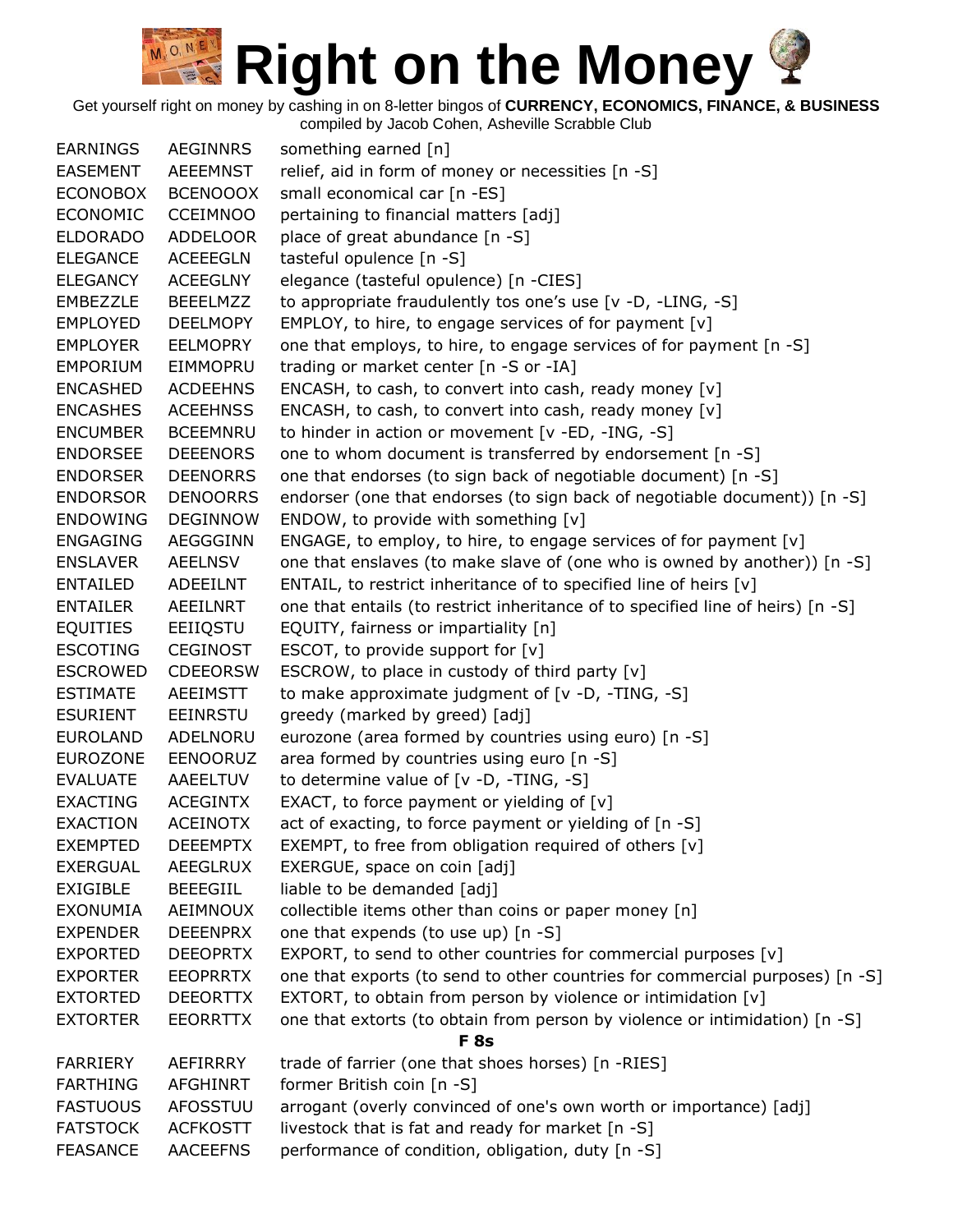# Right on the Money

Get yourself right on money by cashing in on 8-letter bingos of **CURRENCY, ECONOMICS, FINANCE, & BUSINESS**
compiled by Jacob Cohen, Asheville Scrabble Club

| | | |
|---|---|---|
| EARNINGS | AEGINNRS | something earned [n] |
| EASEMENT | AEEEMNST | relief, aid in form of money or necessities [n -S] |
| ECONOBOX | BCENOOOX | small economical car [n -ES] |
| ECONOMIC | CCEIMNOO | pertaining to financial matters [adj] |
| ELDORADO | ADDELOOR | place of great abundance [n -S] |
| ELEGANCE | ACEEEGLN | tasteful opulence [n -S] |
| ELEGANCY | ACEEGLNY | elegance (tasteful opulence) [n -CIES] |
| EMBEZZLE | BEEELMZZ | to appropriate fraudulently tos one's use [v -D, -LING, -S] |
| EMPLOYED | DEELMOPY | EMPLOY, to hire, to engage services of for payment [v] |
| EMPLOYER | EELMOPRY | one that employs, to hire, to engage services of for payment [n -S] |
| EMPORIUM | EIMMOPRU | trading or market center [n -S or -IA] |
| ENCASHED | ACDEEHNS | ENCASH, to cash, to convert into cash, ready money [v] |
| ENCASHES | ACEEHNSS | ENCASH, to cash, to convert into cash, ready money [v] |
| ENCUMBER | BCEEMNRU | to hinder in action or movement [v -ED, -ING, -S] |
| ENDORSEE | DEEENORS | one to whom document is transferred by endorsement [n -S] |
| ENDORSER | DEENORRS | one that endorses (to sign back of negotiable document) [n -S] |
| ENDORSOR | DENOORRS | endorser (one that endorses (to sign back of negotiable document)) [n -S] |
| ENDOWING | DEGINNOW | ENDOW, to provide with something [v] |
| ENGAGING | AEGGGINN | ENGAGE, to employ, to hire, to engage services of for payment [v] |
| ENSLAVER | AEELNSV | one that enslaves (to make slave of (one who is owned by another)) [n -S] |
| ENTAILED | ADEEILNT | ENTAIL, to restrict inheritance of to specified line of heirs [v] |
| ENTAILER | AEEILNRT | one that entails (to restrict inheritance of to specified line of heirs) [n -S] |
| EQUITIES | EEIIQSTU | EQUITY, fairness or impartiality [n] |
| ESCOTING | CEGINOST | ESCOT, to provide support for [v] |
| ESCROWED | CDEEORSW | ESCROW, to place in custody of third party [v] |
| ESTIMATE | AEEIMSTT | to make approximate judgment of [v -D, -TING, -S] |
| ESURIENT | EEINRSTU | greedy (marked by greed) [adj] |
| EUROLAND | ADELNORU | eurozone (area formed by countries using euro) [n -S] |
| EUROZONE | EENOORUZ | area formed by countries using euro [n -S] |
| EVALUATE | AAEELTUV | to determine value of [v -D, -TING, -S] |
| EXACTING | ACEGINTX | EXACT, to force payment or yielding of [v] |
| EXACTION | ACEINOTX | act of exacting, to force payment or yielding of [n -S] |
| EXEMPTED | DEEEMPTX | EXEMPT, to free from obligation required of others [v] |
| EXERGUAL | AEEGLRUX | EXERGUE, space on coin [adj] |
| EXIGIBLE | BEEEGIIL | liable to be demanded [adj] |
| EXONUMIA | AEIMNOUX | collectible items other than coins or paper money [n] |
| EXPENDER | DEEENPRX | one that expends (to use up) [n -S] |
| EXPORTED | DEEOPRTX | EXPORT, to send to other countries for commercial purposes [v] |
| EXPORTER | EEOPRRTX | one that exports (to send to other countries for commercial purposes) [n -S] |
| EXTORTED | DEEORTTX | EXTORT, to obtain from person by violence or intimidation [v] |
| EXTORTER | EEORRTTX | one that extorts (to obtain from person by violence or intimidation) [n -S] |

**F 8s**

| | | |
|---|---|---|
| FARRIERY | AEFIRRRY | trade of farrier (one that shoes horses) [n -RIES] |
| FARTHING | AFGHINRT | former British coin [n -S] |
| FASTUOUS | AFOSSTUU | arrogant (overly convinced of one's own worth or importance) [adj] |
| FATSTOCK | ACFKOSTT | livestock that is fat and ready for market [n -S] |
| FEASANCE | AACEEFNS | performance of condition, obligation, duty [n -S] |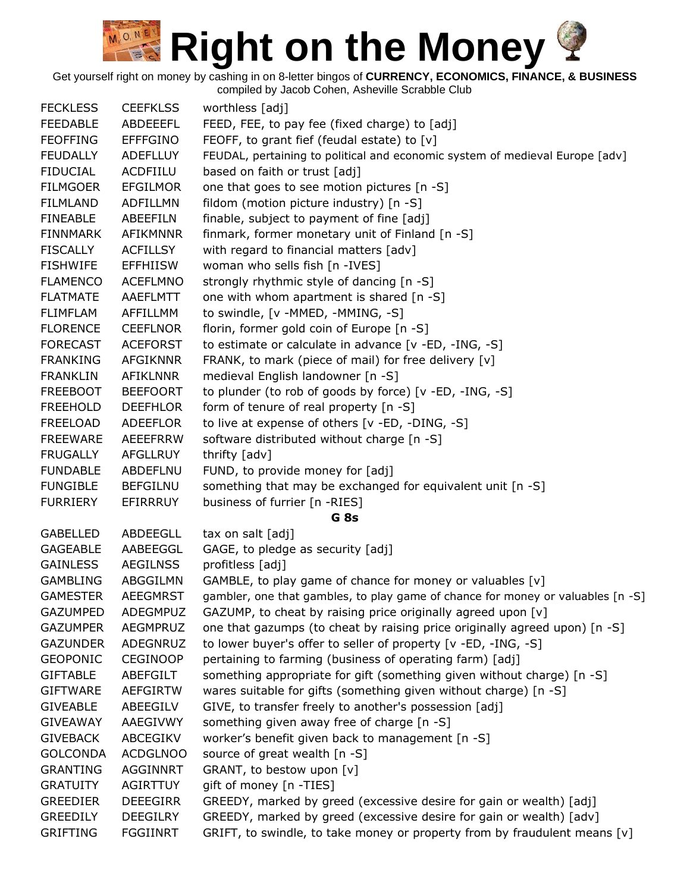# Right on the Money

Get yourself right on money by cashing in on 8-letter bingos of **CURRENCY, ECONOMICS, FINANCE, & BUSINESS**
compiled by Jacob Cohen, Asheville Scrabble Club

| | | |
|---|---|---|
| FECKLESS | CEEFKLSS | worthless [adj] |
| FEEDABLE | ABDEEEFL | FEED, FEE, to pay fee (fixed charge) to [adj] |
| FEOFFING | EFFFGINO | FEOFF, to grant fief (feudal estate) to [v] |
| FEUDALLY | ADEFLLUY | FEUDAL, pertaining to political and economic system of medieval Europe [adv] |
| FIDUCIAL | ACDFIILU | based on faith or trust [adj] |
| FILMGOER | EFGILMOR | one that goes to see motion pictures [n -S] |
| FILMLAND | ADFILLMN | fildom (motion picture industry) [n -S] |
| FINEABLE | ABEEFILN | finable, subject to payment of fine [adj] |
| FINNMARK | AFIKMNNR | finmark, former monetary unit of Finland [n -S] |
| FISCALLY | ACFILLSY | with regard to financial matters [adv] |
| FISHWIFE | EFFHIISW | woman who sells fish [n -IVES] |
| FLAMENCO | ACEFLMNO | strongly rhythmic style of dancing [n -S] |
| FLATMATE | AAEFLMTT | one with whom apartment is shared [n -S] |
| FLIMFLAM | AFFILLMM | to swindle, [v -MMED, -MMING, -S] |
| FLORENCE | CEEFLNOR | florin, former gold coin of Europe [n -S] |
| FORECAST | ACEFORST | to estimate or calculate in advance [v -ED, -ING, -S] |
| FRANKING | AFGIKNNR | FRANK, to mark (piece of mail) for free delivery [v] |
| FRANKLIN | AFIKLNNR | medieval English landowner [n -S] |
| FREEBOOT | BEEFOORT | to plunder (to rob of goods by force) [v -ED, -ING, -S] |
| FREEHOLD | DEEFHLOR | form of tenure of real property [n -S] |
| FREELOAD | ADEEFLOR | to live at expense of others [v -ED, -DING, -S] |
| FREEWARE | AEEEFRRW | software distributed without charge [n -S] |
| FRUGALLY | AFGLLRUY | thrifty [adv] |
| FUNDABLE | ABDEFLNU | FUND, to provide money for [adj] |
| FUNGIBLE | BEFGILNU | something that may be exchanged for equivalent unit [n -S] |
| FURRIERY | EFIRRRUY | business of furrier [n -RIES] |

**G 8s**

| | | |
|---|---|---|
| GABELLED | ABDEEGLL | tax on salt [adj] |
| GAGEABLE | AABEEGGL | GAGE, to pledge as security [adj] |
| GAINLESS | AEGILNSS | profitless [adj] |
| GAMBLING | ABGGILMN | GAMBLE, to play game of chance for money or valuables [v] |
| GAMESTER | AEEGMRST | gambler, one that gambles, to play game of chance for money or valuables [n -S] |
| GAZUMPED | ADEGMPUZ | GAZUMP, to cheat by raising price originally agreed upon [v] |
| GAZUMPER | AEGMPRUZ | one that gazumps (to cheat by raising price originally agreed upon) [n -S] |
| GAZUNDER | ADEGNRUZ | to lower buyer's offer to seller of property [v -ED, -ING, -S] |
| GEOPONIC | CEGINOOP | pertaining to farming (business of operating farm) [adj] |
| GIFTABLE | ABEFGILT | something appropriate for gift (something given without charge) [n -S] |
| GIFTWARE | AEFGIRTW | wares suitable for gifts (something given without charge) [n -S] |
| GIVEABLE | ABEEGILV | GIVE, to transfer freely to another's possession [adj] |
| GIVEAWAY | AAEGIVWY | something given away free of charge [n -S] |
| GIVEBACK | ABCEGIKV | worker’s benefit given back to management [n -S] |
| GOLCONDA | ACDGLNOO | source of great wealth [n -S] |
| GRANTING | AGGINNRT | GRANT, to bestow upon [v] |
| GRATUITY | AGIRTTUY | gift of money [n -TIES] |
| GREEDIER | DEEEGIRR | GREEDY, marked by greed (excessive desire for gain or wealth) [adj] |
| GREEDILY | DEEGILRY | GREEDY, marked by greed (excessive desire for gain or wealth) [adv] |
| GRIFTING | FGGIINRT | GRIFT, to swindle, to take money or property from by fraudulent means [v] |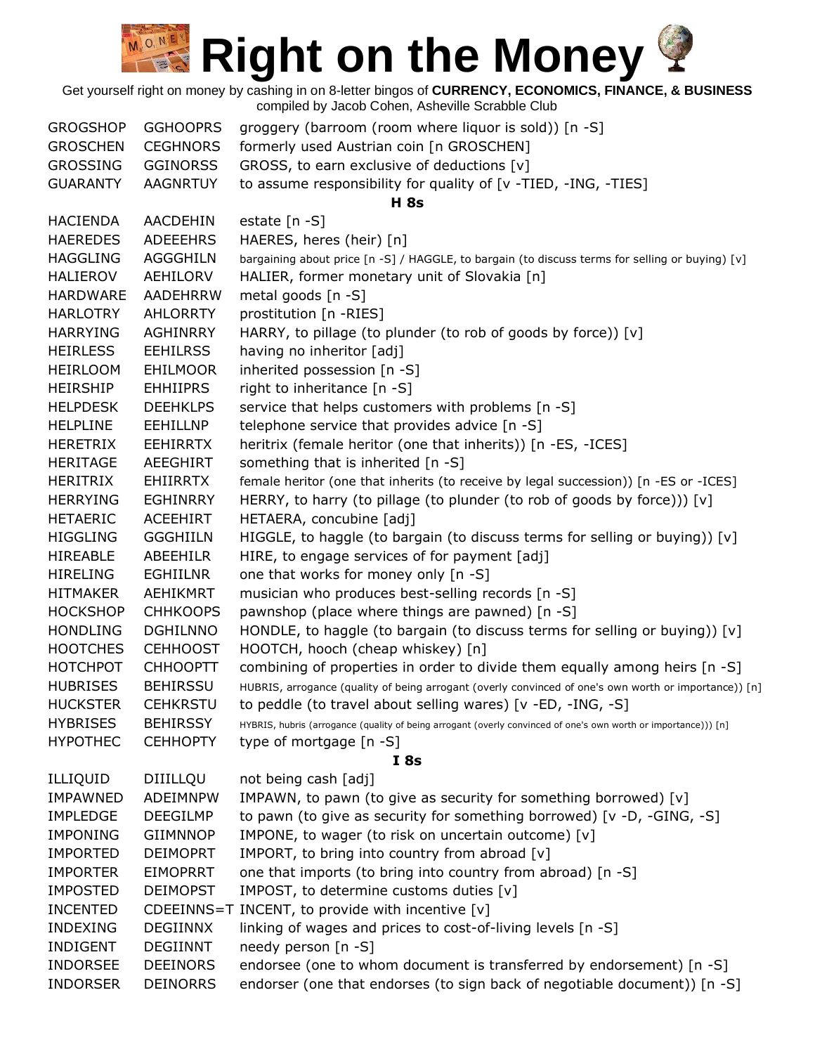# Right on the Money

Get yourself right on money by cashing in on 8-letter bingos of **CURRENCY, ECONOMICS, FINANCE, & BUSINESS**
compiled by Jacob Cohen, Asheville Scrabble Club

| | | |
|---|---|---|
| GROGSHOP | GGHOOPRS | groggery (barroom (room where liquor is sold)) [n -S] |
| GROSCHEN | CEGHNORS | formerly used Austrian coin [n GROSCHEN] |
| GROSSING | GGINORSS | GROSS, to earn exclusive of deductions [v] |
| GUARANTY | AAGNRTUY | to assume responsibility for quality of [v -TIED, -ING, -TIES] |

**H 8s**

| | | |
|---|---|---|
| HACIENDA | AACDEHIN | estate [n -S] |
| HAEREDES | ADEEEHRS | HAERES, heres (heir) [n] |
| HAGGLING | AGGGHILN | bargaining about price [n -S] / HAGGLE, to bargain (to discuss terms for selling or buying) [v] |
| HALIEROV | AEHILORV | HALIER, former monetary unit of Slovakia [n] |
| HARDWARE | AADEHRRW | metal goods [n -S] |
| HARLOTRY | AHLORRTY | prostitution [n -RIES] |
| HARRYING | AGHINRRY | HARRY, to pillage (to plunder (to rob of goods by force)) [v] |
| HEIRLESS | EEHILRSS | having no inheritor [adj] |
| HEIRLOOM | EHILMOOR | inherited possession [n -S] |
| HEIRSHIP | EHHIIPRS | right to inheritance [n -S] |
| HELPDESK | DEEHKLPS | service that helps customers with problems [n -S] |
| HELPLINE | EEHILLNP | telephone service that provides advice [n -S] |
| HERETRIX | EEHIRRTX | heritrix (female heritor (one that inherits)) [n -ES, -ICES] |
| HERITAGE | AEEGHIRT | something that is inherited [n -S] |
| HERITRIX | EHIIRRTX | female heritor (one that inherits (to receive by legal succession)) [n -ES or -ICES] |
| HERRYING | EGHINRRY | HERRY, to harry (to pillage (to plunder (to rob of goods by force))) [v] |
| HETAERIC | ACEEHIRT | HETAERA, concubine [adj] |
| HIGGLING | GGGHIILN | HIGGLE, to haggle (to bargain (to discuss terms for selling or buying)) [v] |
| HIREABLE | ABEEHILR | HIRE, to engage services of for payment [adj] |
| HIRELING | EGHIILNR | one that works for money only [n -S] |
| HITMAKER | AEHIKMRT | musician who produces best-selling records [n -S] |
| HOCKSHOP | CHHKOOPS | pawnshop (place where things are pawned) [n -S] |
| HONDLING | DGHILNNO | HONDLE, to haggle (to bargain (to discuss terms for selling or buying)) [v] |
| HOOTCHES | CEHHOOST | HOOTCH, hooch (cheap whiskey) [n] |
| HOTCHPOT | CHHOOPTT | combining of properties in order to divide them equally among heirs [n -S] |
| HUBRISES | BEHIRSSU | HUBRIS, arrogance (quality of being arrogant (overly convinced of one's own worth or importance)) [n] |
| HUCKSTER | CEHKRSTU | to peddle (to travel about selling wares) [v -ED, -ING, -S] |
| HYBRISES | BEHIRSSY | HYBRIS, hubris (arrogance (quality of being arrogant (overly convinced of one's own worth or importance))) [n] |
| HYPOTHEC | CEHHOPTY | type of mortgage [n -S] |

**I 8s**

| | | |
|---|---|---|
| ILLIQUID | DIIILLQU | not being cash [adj] |
| IMPAWNED | ADEIMNPW | IMPAWN, to pawn (to give as security for something borrowed) [v] |
| IMPLEDGE | DEEGILMP | to pawn (to give as security for something borrowed) [v -D, -GING, -S] |
| IMPONING | GIIMNNOP | IMPONE, to wager (to risk on uncertain outcome) [v] |
| IMPORTED | DEIMOPRT | IMPORT, to bring into country from abroad [v] |
| IMPORTER | EIMOPRRT | one that imports (to bring into country from abroad) [n -S] |
| IMPOSTED | DEIMOPST | IMPOST, to determine customs duties [v] |
| INCENTED | CDEEINNS=T | INCENT, to provide with incentive [v] |
| INDEXING | DEGIINNX | linking of wages and prices to cost-of-living levels [n -S] |
| INDIGENT | DEGIINNT | needy person [n -S] |
| INDORSEE | DEEINORS | endorsee (one to whom document is transferred by endorsement) [n -S] |
| INDORSER | DEINORRS | endorser (one that endorses (to sign back of negotiable document)) [n -S] |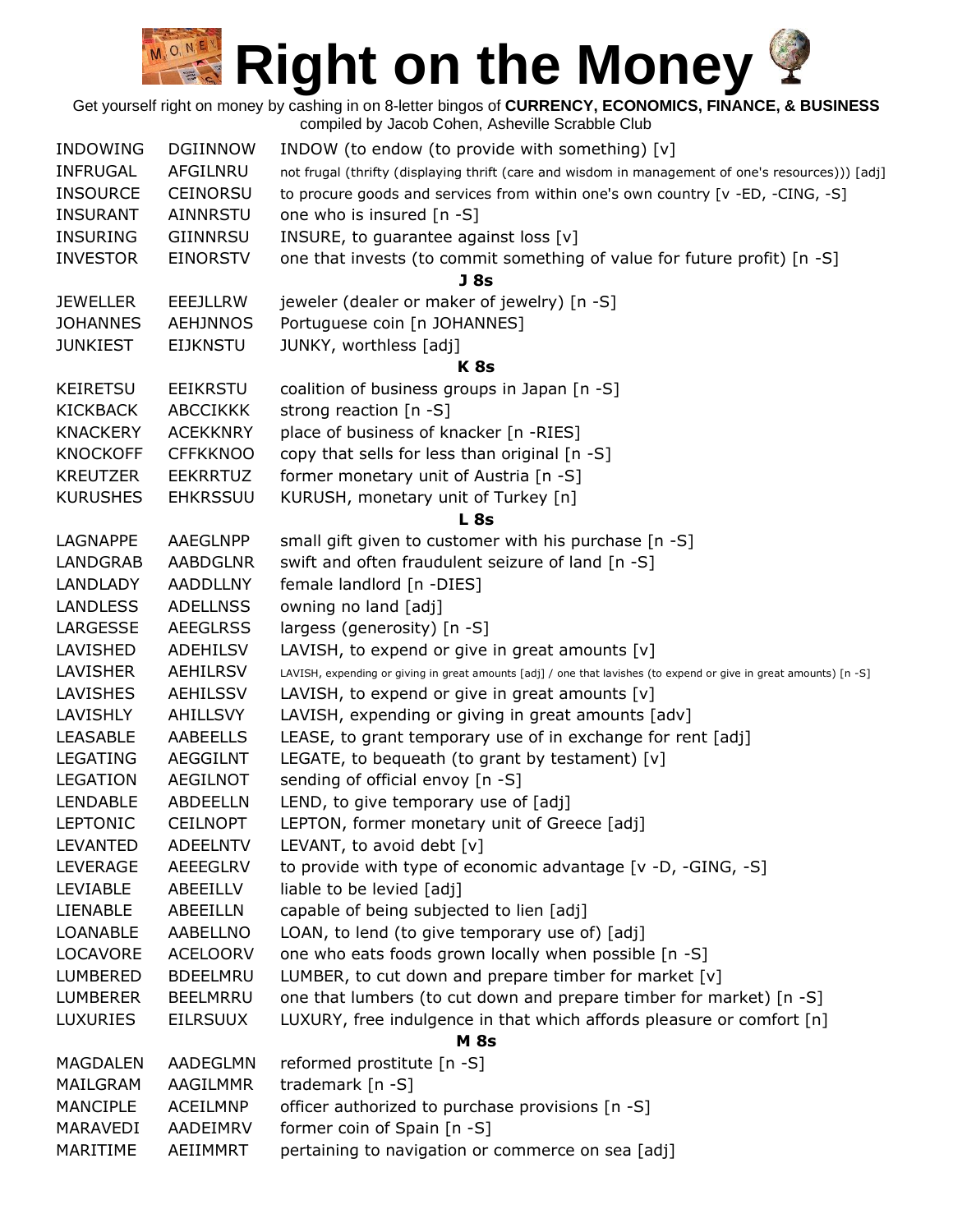# Right on the Money

Get yourself right on money by cashing in on 8-letter bingos of **CURRENCY, ECONOMICS, FINANCE, & BUSINESS**
compiled by Jacob Cohen, Asheville Scrabble Club

| | | |
|---|---|---|
| INDOWING | DGIINNOW | INDOW (to endow (to provide with something) [v] |
| INFRUGAL | AFGILNRU | not frugal (thrifty (displaying thrift (care and wisdom in management of one's resources))) [adj] |
| INSOURCE | CEINORSU | to procure goods and services from within one's own country [v -ED, -CING, -S] |
| INSURANT | AINNRSTU | one who is insured [n -S] |
| INSURING | GIINNRSU | INSURE, to guarantee against loss [v] |
| INVESTOR | EINORSTV | one that invests (to commit something of value for future profit) [n -S] |
| | | **J 8s** |
| JEWELLER | EEEJLLRW | jeweler (dealer or maker of jewelry) [n -S] |
| JOHANNES | AEHJNNOS | Portuguese coin [n JOHANNES] |
| JUNKIEST | EIJKNSTU | JUNKY, worthless [adj] |
| | | **K 8s** |
| KEIRETSU | EEIKRSTU | coalition of business groups in Japan [n -S] |
| KICKBACK | ABCCIKKK | strong reaction [n -S] |
| KNACKERY | ACEKKNRY | place of business of knacker [n -RIES] |
| KNOCKOFF | CFFKKNOO | copy that sells for less than original [n -S] |
| KREUTZER | EEKRRTUZ | former monetary unit of Austria [n -S] |
| KURUSHES | EHKRSSUU | KURUSH, monetary unit of Turkey [n] |
| | | **L 8s** |
| LAGNAPPE | AAEGLNPP | small gift given to customer with his purchase [n -S] |
| LANDGRAB | AABDGLNR | swift and often fraudulent seizure of land [n -S] |
| LANDLADY | AADDLLNY | female landlord [n -DIES] |
| LANDLESS | ADELLNSS | owning no land [adj] |
| LARGESSE | AEEGLRSS | largess (generosity) [n -S] |
| LAVISHED | ADEHILSV | LAVISH, to expend or give in great amounts [v] |
| LAVISHER | AEHILRSV | LAVISH, expending or giving in great amounts [adj] / one that lavishes (to expend or give in great amounts) [n -S] |
| LAVISHES | AEHILSSV | LAVISH, to expend or give in great amounts [v] |
| LAVISHLY | AHILLSVY | LAVISH, expending or giving in great amounts [adv] |
| LEASABLE | AABEELLS | LEASE, to grant temporary use of in exchange for rent [adj] |
| LEGATING | AEGGILNT | LEGATE, to bequeath (to grant by testament) [v] |
| LEGATION | AEGILNOT | sending of official envoy [n -S] |
| LENDABLE | ABDEELLN | LEND, to give temporary use of [adj] |
| LEPTONIC | CEILNOPT | LEPTON, former monetary unit of Greece [adj] |
| LEVANTED | ADEELNTV | LEVANT, to avoid debt [v] |
| LEVERAGE | AEEEGLRV | to provide with type of economic advantage [v -D, -GING, -S] |
| LEVIABLE | ABEEILLV | liable to be levied [adj] |
| LIENABLE | ABEEILLN | capable of being subjected to lien [adj] |
| LOANABLE | AABELLNO | LOAN, to lend (to give temporary use of) [adj] |
| LOCAVORE | ACELOORV | one who eats foods grown locally when possible [n -S] |
| LUMBERED | BDEELMRU | LUMBER, to cut down and prepare timber for market [v] |
| LUMBERER | BEELMRRU | one that lumbers (to cut down and prepare timber for market) [n -S] |
| LUXURIES | EILRSUUX | LUXURY, free indulgence in that which affords pleasure or comfort [n] |
| | | **M 8s** |
| MAGDALEN | AADEGLMN | reformed prostitute [n -S] |
| MAILGRAM | AAGILMMR | trademark [n -S] |
| MANCIPLE | ACEILMNP | officer authorized to purchase provisions [n -S] |
| MARAVEDI | AADEIMRV | former coin of Spain [n -S] |
| MARITIME | AEIIMMRT | pertaining to navigation or commerce on sea [adj] |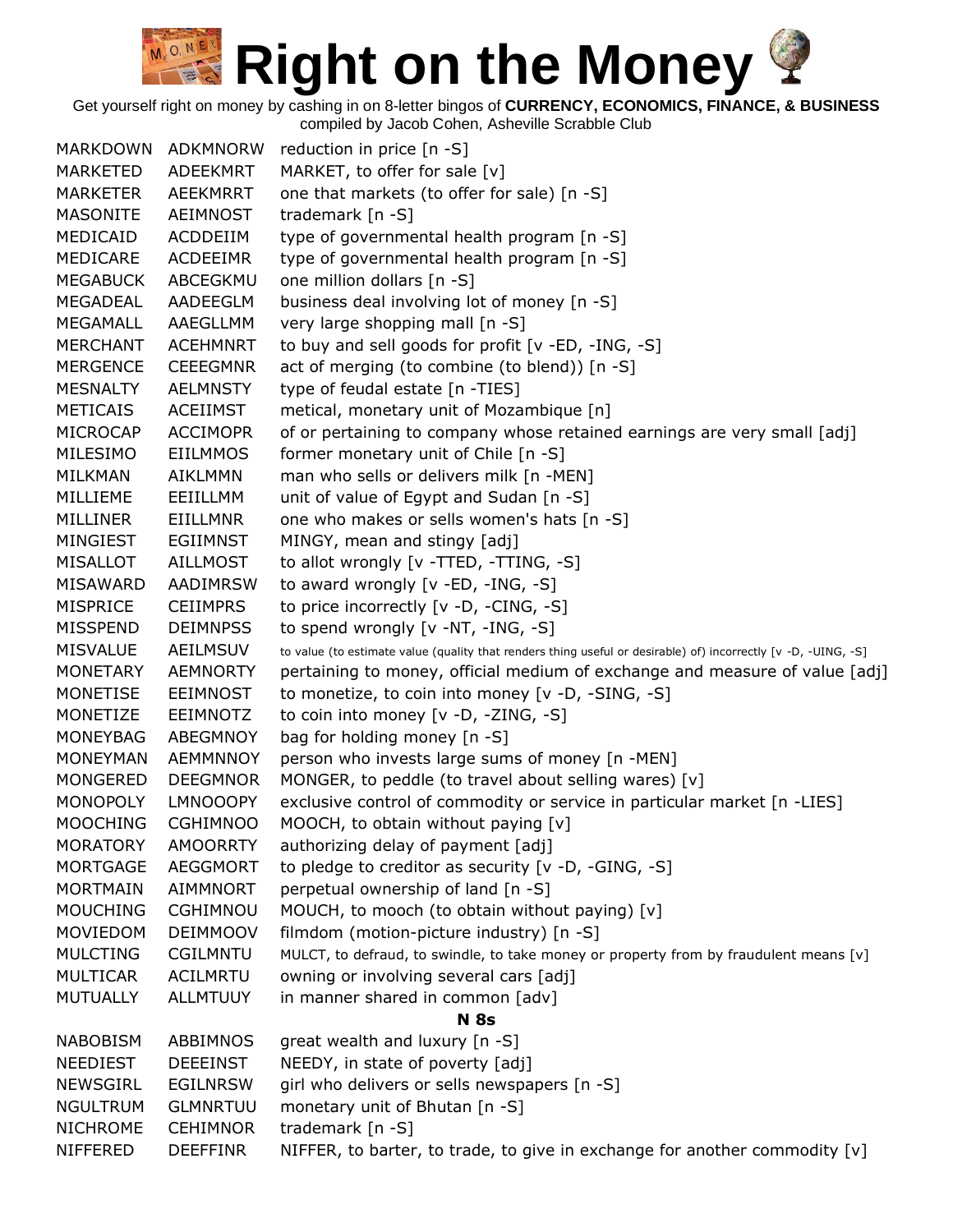# Right on the Money

Get yourself right on money by cashing in on 8-letter bingos of **CURRENCY, ECONOMICS, FINANCE, & BUSINESS**
compiled by Jacob Cohen, Asheville Scrabble Club

| | | |
|---|---|---|
| MARKDOWN | ADKMNORW | reduction in price [n -S] |
| MARKETED | ADEEKMRT | MARKET, to offer for sale [v] |
| MARKETER | AEEKMRRT | one that markets (to offer for sale) [n -S] |
| MASONITE | AEIMNOST | trademark [n -S] |
| MEDICAID | ACDDEIIM | type of governmental health program [n -S] |
| MEDICARE | ACDEEIMR | type of governmental health program [n -S] |
| MEGABUCK | ABCEGKMU | one million dollars [n -S] |
| MEGADEAL | AADEEGLM | business deal involving lot of money [n -S] |
| MEGAMALL | AAEGLLMM | very large shopping mall [n -S] |
| MERCHANT | ACEHMNRT | to buy and sell goods for profit [v -ED, -ING, -S] |
| MERGENCE | CEEEGMNR | act of merging (to combine (to blend)) [n -S] |
| MESNALTY | AELMNSTY | type of feudal estate [n -TIES] |
| METICAIS | ACEIIMST | metical, monetary unit of Mozambique [n] |
| MICROCAP | ACCIMOPR | of or pertaining to company whose retained earnings are very small [adj] |
| MILESIMO | EIILMMOS | former monetary unit of Chile [n -S] |
| MILKMAN | AIKLMMN | man who sells or delivers milk [n -MEN] |
| MILLIEME | EEIILLMM | unit of value of Egypt and Sudan [n -S] |
| MILLINER | EIILLMNR | one who makes or sells women's hats [n -S] |
| MINGIEST | EGIIMNST | MINGY, mean and stingy [adj] |
| MISALLOT | AILLMOST | to allot wrongly [v -TTED, -TTING, -S] |
| MISAWARD | AADIMRSW | to award wrongly [v -ED, -ING, -S] |
| MISPRICE | CEIIMPRS | to price incorrectly [v -D, -CING, -S] |
| MISSPEND | DEIMNPSS | to spend wrongly [v -NT, -ING, -S] |
| MISVALUE | AEILMSUV | to value (to estimate value (quality that renders thing useful or desirable) of) incorrectly [v -D, -UING, -S] |
| MONETARY | AEMNORTY | pertaining to money, official medium of exchange and measure of value [adj] |
| MONETISE | EEIMNOST | to monetize, to coin into money [v -D, -SING, -S] |
| MONETIZE | EEIMNOTZ | to coin into money [v -D, -ZING, -S] |
| MONEYBAG | ABEGMNOY | bag for holding money [n -S] |
| MONEYMAN | AEMMNNOY | person who invests large sums of money [n -MEN] |
| MONGERED | DEEGMNOR | MONGER, to peddle (to travel about selling wares) [v] |
| MONOPOLY | LMNOOOPY | exclusive control of commodity or service in particular market [n -LIES] |
| MOOCHING | CGHIMNOO | MOOCH, to obtain without paying [v] |
| MORATORY | AMOORRTY | authorizing delay of payment [adj] |
| MORTGAGE | AEGGMORT | to pledge to creditor as security [v -D, -GING, -S] |
| MORTMAIN | AIMMNORT | perpetual ownership of land [n -S] |
| MOUCHING | CGHIMNOU | MOUCH, to mooch (to obtain without paying) [v] |
| MOVIEDOM | DEIMMOOV | filmdom (motion-picture industry) [n -S] |
| MULCTING | CGILMNTU | MULCT, to defraud, to swindle, to take money or property from by fraudulent means [v] |
| MULTICAR | ACILMRTU | owning or involving several cars [adj] |
| MUTUALLY | ALLMTUUY | in manner shared in common [adv] |

**N 8s**

| | | |
|---|---|---|
| NABOBISM | ABBIMNOS | great wealth and luxury [n -S] |
| NEEDIEST | DEEEINST | NEEDY, in state of poverty [adj] |
| NEWSGIRL | EGILNRSW | girl who delivers or sells newspapers [n -S] |
| NGULTRUM | GLMNRTUU | monetary unit of Bhutan [n -S] |
| NICHROME | CEHIMNOR | trademark [n -S] |
| NIFFERED | DEEFFINR | NIFFER, to barter, to trade, to give in exchange for another commodity [v] |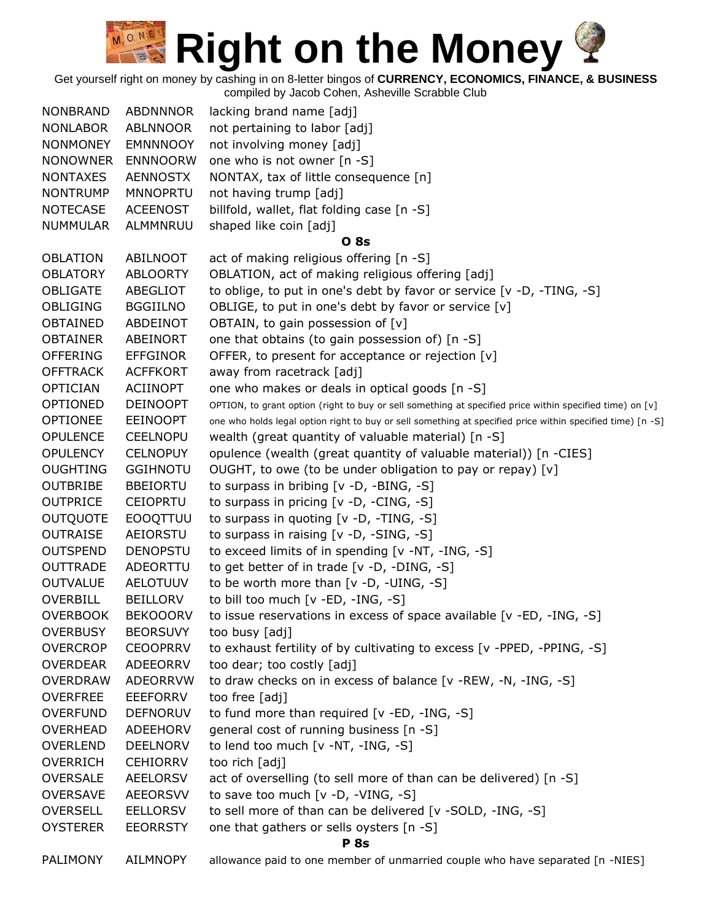| | | |
|---|---|---|
| NONBRAND | ABDNNNOR | lacking brand name [adj] |
| NONLABOR | ABLNNOOR | not pertaining to labor [adj] |
| NONMONEY | EMNNNOOY | not involving money [adj] |
| NONOWNER | ENNNOORW | one who is not owner [n -S] |
| NONTAXES | AENNOSTX | NONTAX, tax of little consequence [n] |
| NONTRUMP | MNNOPRTU | not having trump [adj] |
| NOTECASE | ACEENOST | billfold, wallet, flat folding case [n -S] |
| NUMMULAR | ALMMNRUU | shaped like coin [adj] |

**O 8s**

| | | |
|---|---|---|
| OBLATION | ABILNOOT | act of making religious offering [n -S] |
| OBLATORY | ABLOORTY | OBLATION, act of making religious offering [adj] |
| OBLIGATE | ABEGLIOT | to oblige, to put in one's debt by favor or service [v -D, -TING, -S] |
| OBLIGING | BGGIILNO | OBLIGE, to put in one's debt by favor or service [v] |
| OBTAINED | ABDEINOT | OBTAIN, to gain possession of [v] |
| OBTAINER | ABEINORT | one that obtains (to gain possession of) [n -S] |
| OFFERING | EFFGINOR | OFFER, to present for acceptance or rejection [v] |
| OFFTRACK | ACFFKORT | away from racetrack [adj] |
| OPTICIAN | ACIINOPT | one who makes or deals in optical goods [n -S] |
| OPTIONED | DEINOOPT | OPTION, to grant option (right to buy or sell something at specified price within specified time) on [v] |
| OPTIONEE | EEINOOPT | one who holds legal option right to buy or sell something at specified price within specified time) [n -S] |
| OPULENCE | CEELNOPU | wealth (great quantity of valuable material) [n -S] |
| OPULENCY | CELNOPUY | opulence (wealth (great quantity of valuable material)) [n -CIES] |
| OUGHTING | GGIHNOTU | OUGHT, to owe (to be under obligation to pay or repay) [v] |
| OUTBRIBE | BBEIORTU | to surpass in bribing [v -D, -BING, -S] |
| OUTPRICE | CEIOPRTU | to surpass in pricing [v -D, -CING, -S] |
| OUTQUOTE | EOOQTTUU | to surpass in quoting [v -D, -TING, -S] |
| OUTRAISE | AEIORSTU | to surpass in raising [v -D, -SING, -S] |
| OUTSPEND | DENOPSTU | to exceed limits of in spending [v -NT, -ING, -S] |
| OUTTRADE | ADEORTTU | to get better of in trade [v -D, -DING, -S] |
| OUTVALUE | AELOTUUV | to be worth more than [v -D, -UING, -S] |
| OVERBILL | BEILLORV | to bill too much [v -ED, -ING, -S] |
| OVERBOOK | BEKOOORV | to issue reservations in excess of space available [v -ED, -ING, -S] |
| OVERBUSY | BEORSUVY | too busy [adj] |
| OVERCROP | CEOOPRRV | to exhaust fertility of by cultivating to excess [v -PPED, -PPING, -S] |
| OVERDEAR | ADEEORRV | too dear; too costly [adj] |
| OVERDRAW | ADEORRVW | to draw checks on in excess of balance [v -REW, -N, -ING, -S] |
| OVERFREE | EEEFORRV | too free [adj] |
| OVERFUND | DEFNORUV | to fund more than required [v -ED, -ING, -S] |
| OVERHEAD | ADEEHORV | general cost of running business [n -S] |
| OVERLEND | DEELNORV | to lend too much [v -NT, -ING, -S] |
| OVERRICH | CEHIORRV | too rich [adj] |
| OVERSALE | AEELORSV | act of overselling (to sell more of than can be delivered) [n -S] |
| OVERSAVE | AEEORSVV | to save too much [v -D, -VING, -S] |
| OVERSELL | EELLORSV | to sell more of than can be delivered [v -SOLD, -ING, -S] |
| OYSTERER | EEORRSTY | one that gathers or sells oysters [n -S] |

**P 8s**

| | | |
|---|---|---|
| PALIMONY | AILMNOPY | allowance paid to one member of unmarried couple who have separated [n -NIES] |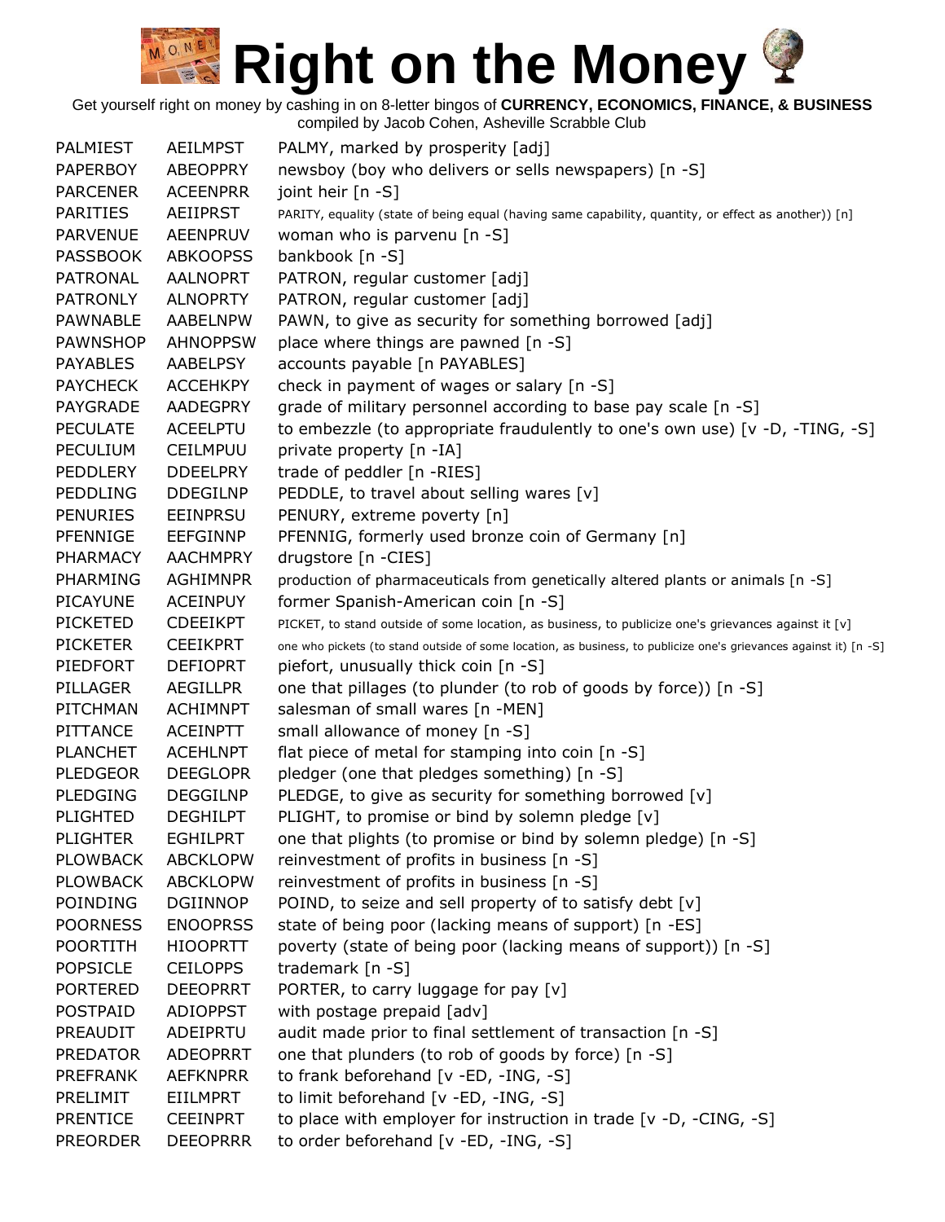# Right on the Money

Get yourself right on money by cashing in on 8-letter bingos of **CURRENCY, ECONOMICS, FINANCE, & BUSINESS**
compiled by Jacob Cohen, Asheville Scrabble Club

| | | |
|---|---|---|
| PALMIEST | AEILMPST | PALMY, marked by prosperity [adj] |
| PAPERBOY | ABEOPPRY | newsboy (boy who delivers or sells newspapers) [n -S] |
| PARCENER | ACEENPRR | joint heir [n -S] |
| PARITIES | AEIIPRST | PARITY, equality (state of being equal (having same capability, quantity, or effect as another)) [n] |
| PARVENUE | AEENPRUV | woman who is parvenu [n -S] |
| PASSBOOK | ABKOOPSS | bankbook [n -S] |
| PATRONAL | AALNOPRT | PATRON, regular customer [adj] |
| PATRONLY | ALNOPRTY | PATRON, regular customer [adj] |
| PAWNABLE | AABELNPW | PAWN, to give as security for something borrowed [adj] |
| PAWNSHOP | AHNOPPSW | place where things are pawned [n -S] |
| PAYABLES | AABELPSY | accounts payable [n PAYABLES] |
| PAYCHECK | ACCEHKPY | check in payment of wages or salary [n -S] |
| PAYGRADE | AADEGPRY | grade of military personnel according to base pay scale [n -S] |
| PECULATE | ACEELPTU | to embezzle (to appropriate fraudulently to one's own use) [v -D, -TING, -S] |
| PECULIUM | CEILMPUU | private property [n -IA] |
| PEDDLERY | DDEELPRY | trade of peddler [n -RIES] |
| PEDDLING | DDEGILNP | PEDDLE, to travel about selling wares [v] |
| PENURIES | EEINPRSU | PENURY, extreme poverty [n] |
| PFENNIGE | EEFGINNP | PFENNIG, formerly used bronze coin of Germany [n] |
| PHARMACY | AACHMPRY | drugstore [n -CIES] |
| PHARMING | AGHIMNPR | production of pharmaceuticals from genetically altered plants or animals [n -S] |
| PICAYUNE | ACEINPUY | former Spanish-American coin [n -S] |
| PICKETED | CDEEIKPT | PICKET, to stand outside of some location, as business, to publicize one's grievances against it [v] |
| PICKETER | CEEIKPRT | one who pickets (to stand outside of some location, as business, to publicize one's grievances against it) [n -S] |
| PIEDFORT | DEFIOPRT | piefort, unusually thick coin [n -S] |
| PILLAGER | AEGILLPR | one that pillages (to plunder (to rob of goods by force)) [n -S] |
| PITCHMAN | ACHIMNPT | salesman of small wares [n -MEN] |
| PITTANCE | ACEINPTT | small allowance of money [n -S] |
| PLANCHET | ACEHLNPT | flat piece of metal for stamping into coin [n -S] |
| PLEDGEOR | DEEGLOPR | pledger (one that pledges something) [n -S] |
| PLEDGING | DEGGILNP | PLEDGE, to give as security for something borrowed [v] |
| PLIGHTED | DEGHILPT | PLIGHT, to promise or bind by solemn pledge [v] |
| PLIGHTER | EGHILPRT | one that plights (to promise or bind by solemn pledge) [n -S] |
| PLOWBACK | ABCKLOPW | reinvestment of profits in business [n -S] |
| PLOWBACK | ABCKLOPW | reinvestment of profits in business [n -S] |
| POINDING | DGIINNOP | POIND, to seize and sell property of to satisfy debt [v] |
| POORNESS | ENOOPRSS | state of being poor (lacking means of support) [n -ES] |
| POORTITH | HIOOPRTT | poverty (state of being poor (lacking means of support)) [n -S] |
| POPSICLE | CEILOPPS | trademark [n -S] |
| PORTERED | DEEOPRRT | PORTER, to carry luggage for pay [v] |
| POSTPAID | ADIOPPST | with postage prepaid [adv] |
| PREAUDIT | ADEIPRTU | audit made prior to final settlement of transaction [n -S] |
| PREDATOR | ADEOPRRT | one that plunders (to rob of goods by force) [n -S] |
| PREFRANK | AEFKNPRR | to frank beforehand [v -ED, -ING, -S] |
| PRELIMIT | EIILMPRT | to limit beforehand [v -ED, -ING, -S] |
| PRENTICE | CEEINPRT | to place with employer for instruction in trade [v -D, -CING, -S] |
| PREORDER | DEEOPRRR | to order beforehand [v -ED, -ING, -S] |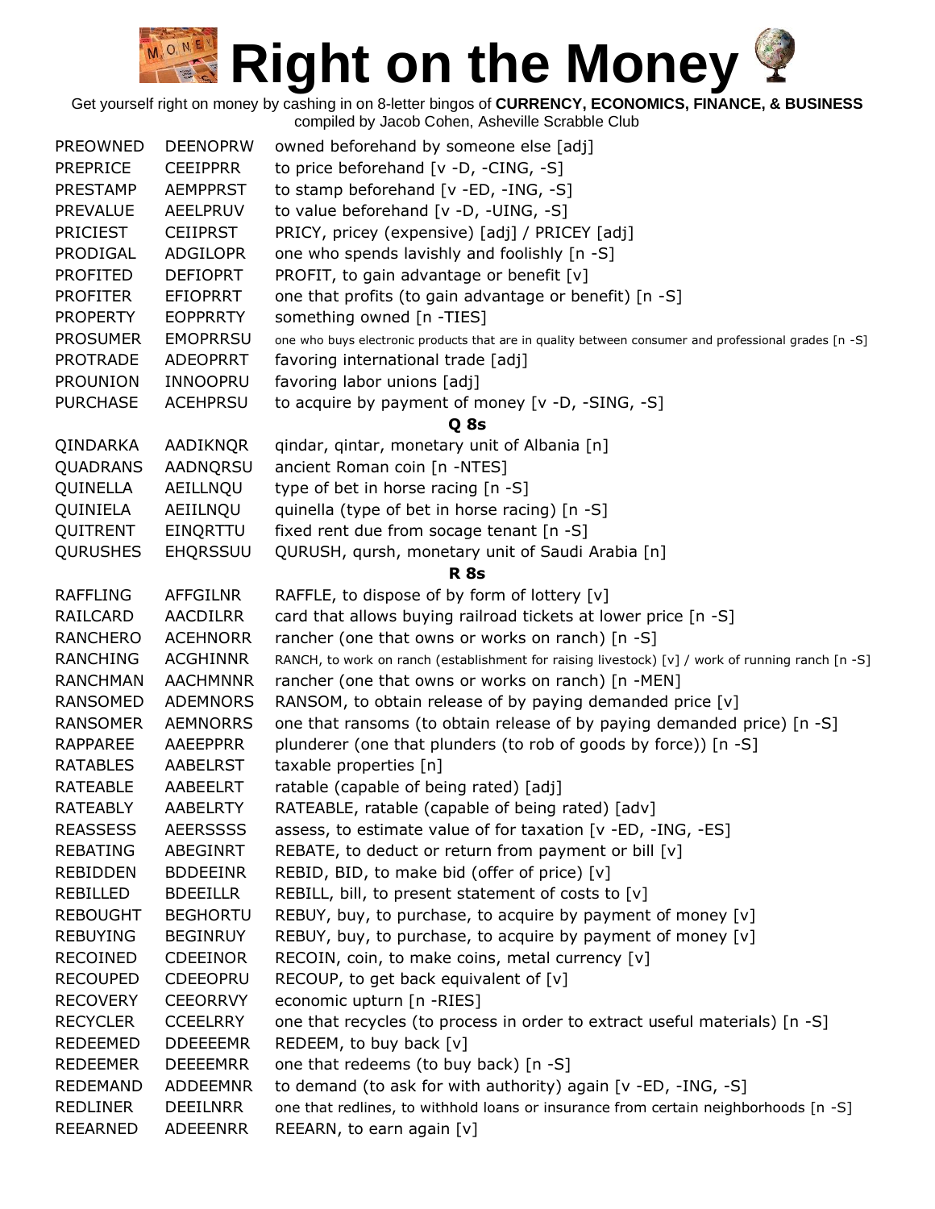# Right on the Money

Get yourself right on money by cashing in on 8-letter bingos of **CURRENCY, ECONOMICS, FINANCE, & BUSINESS**
compiled by Jacob Cohen, Asheville Scrabble Club

| | | |
|---|---|---|
| PREOWNED | DEENOPRW | owned beforehand by someone else [adj] |
| PREPRICE | CEEIPPRR | to price beforehand [v -D, -CING, -S] |
| PRESTAMP | AEMPPRST | to stamp beforehand [v -ED, -ING, -S] |
| PREVALUE | AEELPRUV | to value beforehand [v -D, -UING, -S] |
| PRICIEST | CEIIPRST | PRICY, pricey (expensive) [adj] / PRICEY [adj] |
| PRODIGAL | ADGILOPR | one who spends lavishly and foolishly [n -S] |
| PROFITED | DEFIOPRT | PROFIT, to gain advantage or benefit [v] |
| PROFITER | EFIOPRRT | one that profits (to gain advantage or benefit) [n -S] |
| PROPERTY | EOPPRRTY | something owned [n -TIES] |
| PROSUMER | EMOPRRSU | one who buys electronic products that are in quality between consumer and professional grades [n -S] |
| PROTRADE | ADEOPRRT | favoring international trade [adj] |
| PROUNION | INNOOPRU | favoring labor unions [adj] |
| PURCHASE | ACEHPRSU | to acquire by payment of money [v -D, -SING, -S] |
| | | **Q 8s** |
| QINDARKA | AADIKNQR | qindar, qintar, monetary unit of Albania [n] |
| QUADRANS | AADNQRSU | ancient Roman coin [n -NTES] |
| QUINELLA | AEILLNQU | type of bet in horse racing [n -S] |
| QUINIELA | AEIILNQU | quinella (type of bet in horse racing) [n -S] |
| QUITRENT | EINQRTTU | fixed rent due from socage tenant [n -S] |
| QURUSHES | EHQRSSUU | QURUSH, qursh, monetary unit of Saudi Arabia [n] |
| | | **R 8s** |
| RAFFLING | AFFGILNR | RAFFLE, to dispose of by form of lottery [v] |
| RAILCARD | AACDILRR | card that allows buying railroad tickets at lower price [n -S] |
| RANCHERO | ACEHNORR | rancher (one that owns or works on ranch) [n -S] |
| RANCHING | ACGHINNR | RANCH, to work on ranch (establishment for raising livestock) [v] / work of running ranch [n -S] |
| RANCHMAN | AACHMNNR | rancher (one that owns or works on ranch) [n -MEN] |
| RANSOMED | ADEMNORS | RANSOM, to obtain release of by paying demanded price [v] |
| RANSOMER | AEMNORRS | one that ransoms (to obtain release of by paying demanded price) [n -S] |
| RAPPAREE | AAEEPPRR | plunderer (one that plunders (to rob of goods by force)) [n -S] |
| RATABLES | AABELRST | taxable properties [n] |
| RATEABLE | AABEELRT | ratable (capable of being rated) [adj] |
| RATEABLY | AABELRTY | RATEABLE, ratable (capable of being rated) [adv] |
| REASSESS | AEERSSSS | assess, to estimate value of for taxation [v -ED, -ING, -ES] |
| REBATING | ABEGINRT | REBATE, to deduct or return from payment or bill [v] |
| REBIDDEN | BDDEEINR | REBID, BID, to make bid (offer of price) [v] |
| REBILLED | BDEEILLR | REBILL, bill, to present statement of costs to [v] |
| REBOUGHT | BEGHORTU | REBUY, buy, to purchase, to acquire by payment of money [v] |
| REBUYING | BEGINRUY | REBUY, buy, to purchase, to acquire by payment of money [v] |
| RECOINED | CDEEINOR | RECOIN, coin, to make coins, metal currency [v] |
| RECOUPED | CDEEOPRU | RECOUP, to get back equivalent of [v] |
| RECOVERY | CEEORRVY | economic upturn [n -RIES] |
| RECYCLER | CCEELRRY | one that recycles (to process in order to extract useful materials) [n -S] |
| REDEEMED | DDEEEEMR | REDEEM, to buy back [v] |
| REDEEMER | DEEEEMRR | one that redeems (to buy back) [n -S] |
| REDEMAND | ADDEEMNR | to demand (to ask for with authority) again [v -ED, -ING, -S] |
| REDLINER | DEEILNRR | one that redlines, to withhold loans or insurance from certain neighborhoods [n -S] |
| REEARNED | ADEEENRR | REEARN, to earn again [v] |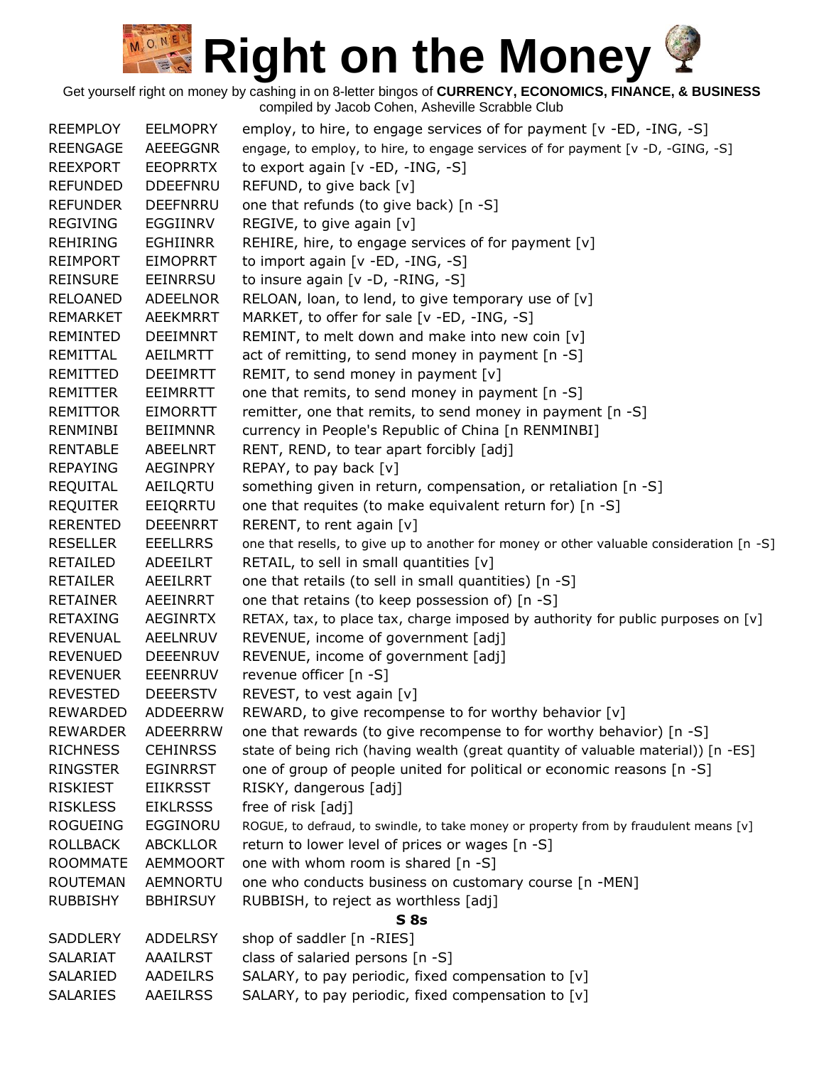# Right on the Money

Get yourself right on money by cashing in on 8-letter bingos of **CURRENCY, ECONOMICS, FINANCE, & BUSINESS**
compiled by Jacob Cohen, Asheville Scrabble Club

| | | |
|---|---|---|
| REEMPLOY | EELMOPRY | employ, to hire, to engage services of for payment [v -ED, -ING, -S] |
| REENGAGE | AEEEGGNR | engage, to employ, to hire, to engage services of for payment [v -D, -GING, -S] |
| REEXPORT | EEOPRRTX | to export again [v -ED, -ING, -S] |
| REFUNDED | DDEEFNRU | REFUND, to give back [v] |
| REFUNDER | DEEFNRRU | one that refunds (to give back) [n -S] |
| REGIVING | EGGIINRV | REGIVE, to give again [v] |
| REHIRING | EGHIINRR | REHIRE, hire, to engage services of for payment [v] |
| REIMPORT | EIMOPRRT | to import again [v -ED, -ING, -S] |
| REINSURE | EEINRRSU | to insure again [v -D, -RING, -S] |
| RELOANED | ADEELNOR | RELOAN, loan, to lend, to give temporary use of [v] |
| REMARKET | AEEKMRRT | MARKET, to offer for sale [v -ED, -ING, -S] |
| REMINTED | DEEIMNRT | REMINT, to melt down and make into new coin [v] |
| REMITTAL | AEILMRTT | act of remitting, to send money in payment [n -S] |
| REMITTED | DEEIMRTT | REMIT, to send money in payment [v] |
| REMITTER | EEIMRRTT | one that remits, to send money in payment [n -S] |
| REMITTOR | EIMORRTT | remitter, one that remits, to send money in payment [n -S] |
| RENMINBI | BEIIMNNR | currency in People's Republic of China [n RENMINBI] |
| RENTABLE | ABEELNRT | RENT, REND, to tear apart forcibly [adj] |
| REPAYING | AEGINPRY | REPAY, to pay back [v] |
| REQUITAL | AEILQRTU | something given in return, compensation, or retaliation [n -S] |
| REQUITER | EEIQRRTU | one that requites (to make equivalent return for) [n -S] |
| RERENTED | DEEENRRT | RERENT, to rent again [v] |
| RESELLER | EEELLRRS | one that resells, to give up to another for money or other valuable consideration [n -S] |
| RETAILED | ADEEILRT | RETAIL, to sell in small quantities [v] |
| RETAILER | AEEILRRT | one that retails (to sell in small quantities) [n -S] |
| RETAINER | AEEINRRT | one that retains (to keep possession of) [n -S] |
| RETAXING | AEGINRTX | RETAX, tax, to place tax, charge imposed by authority for public purposes on [v] |
| REVENUAL | AEELNRUV | REVENUE, income of government [adj] |
| REVENUED | DEEENRUV | REVENUE, income of government [adj] |
| REVENUER | EEENRRUV | revenue officer [n -S] |
| REVESTED | DEEERSTV | REVEST, to vest again [v] |
| REWARDED | ADDEERRW | REWARD, to give recompense to for worthy behavior [v] |
| REWARDER | ADEERRRW | one that rewards (to give recompense to for worthy behavior) [n -S] |
| RICHNESS | CEHINRSS | state of being rich (having wealth (great quantity of valuable material)) [n -ES] |
| RINGSTER | EGINRRST | one of group of people united for political or economic reasons [n -S] |
| RISKIEST | EIIKRSST | RISKY, dangerous [adj] |
| RISKLESS | EIKLRSSS | free of risk [adj] |
| ROGUEING | EGGINORU | ROGUE, to defraud, to swindle, to take money or property from by fraudulent means [v] |
| ROLLBACK | ABCKLLOR | return to lower level of prices or wages [n -S] |
| ROOMMATE | AEMMOORT | one with whom room is shared [n -S] |
| ROUTEMAN | AEMNORTU | one who conducts business on customary course [n -MEN] |
| RUBBISHY | BBHIRSUY | RUBBISH, to reject as worthless [adj] |

**S 8s**

| | | |
|---|---|---|
| SADDLERY | ADDELRSY | shop of saddler [n -RIES] |
| SALARIAT | AAAILRST | class of salaried persons [n -S] |
| SALARIED | AADEILRS | SALARY, to pay periodic, fixed compensation to [v] |
| SALARIES | AAEILRSS | SALARY, to pay periodic, fixed compensation to [v] |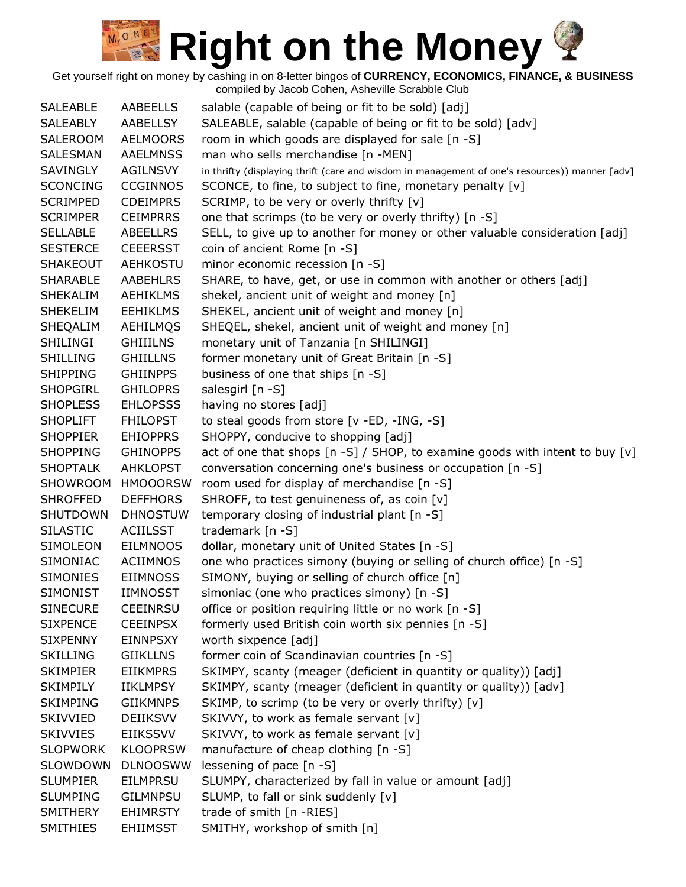# Right on the Money

Get yourself right on money by cashing in on 8-letter bingos of **CURRENCY, ECONOMICS, FINANCE, & BUSINESS**
compiled by Jacob Cohen, Asheville Scrabble Club

| | | |
|---|---|---|
| SALEABLE | AABEELLS | salable (capable of being or fit to be sold) [adj] |
| SALEABLY | AABELLSY | SALEABLE, salable (capable of being or fit to be sold) [adv] |
| SALEROOM | AELMOORS | room in which goods are displayed for sale [n -S] |
| SALESMAN | AAELMNSS | man who sells merchandise [n -MEN] |
| SAVINGLY | AGILNSVY | in thrifty (displaying thrift (care and wisdom in management of one's resources)) manner [adv] |
| SCONCING | CCGINNOS | SCONCE, to fine, to subject to fine, monetary penalty [v] |
| SCRIMPED | CDEIMPRS | SCRIMP, to be very or overly thrifty [v] |
| SCRIMPER | CEIMPRRS | one that scrimps (to be very or overly thrifty) [n -S] |
| SELLABLE | ABEELLRS | SELL, to give up to another for money or other valuable consideration [adj] |
| SESTERCE | CEEERSST | coin of ancient Rome [n -S] |
| SHAKEOUT | AEHKOSTU | minor economic recession [n -S] |
| SHARABLE | AABEHLRS | SHARE, to have, get, or use in common with another or others [adj] |
| SHEKALIM | AEHIKLMS | shekel, ancient unit of weight and money [n] |
| SHEKELIM | EEHIKLMS | SHEKEL, ancient unit of weight and money [n] |
| SHEQALIM | AEHILMQS | SHEQEL, shekel, ancient unit of weight and money [n] |
| SHILINGI | GHIIILNS | monetary unit of Tanzania [n SHILINGI] |
| SHILLING | GHIILLNS | former monetary unit of Great Britain [n -S] |
| SHIPPING | GHIINPPS | business of one that ships [n -S] |
| SHOPGIRL | GHILOPRS | salesgirl [n -S] |
| SHOPLESS | EHLOPSSS | having no stores [adj] |
| SHOPLIFT | FHILOPST | to steal goods from store [v -ED, -ING, -S] |
| SHOPPIER | EHIOPPRS | SHOPPY, conducive to shopping [adj] |
| SHOPPING | GHINOPPS | act of one that shops [n -S] / SHOP, to examine goods with intent to buy [v] |
| SHOPTALK | AHKLOPST | conversation concerning one's business or occupation [n -S] |
| SHOWROOM | HMOOORSW | room used for display of merchandise [n -S] |
| SHROFFED | DEFFHORS | SHROFF, to test genuineness of, as coin [v] |
| SHUTDOWN | DHNOSTUW | temporary closing of industrial plant [n -S] |
| SILASTIC | ACIILSST | trademark [n -S] |
| SIMOLEON | EILMNOOS | dollar, monetary unit of United States [n -S] |
| SIMONIAC | ACIIMNOS | one who practices simony (buying or selling of church office) [n -S] |
| SIMONIES | EIIMNOSS | SIMONY, buying or selling of church office [n] |
| SIMONIST | IIMNOSST | simoniac (one who practices simony) [n -S] |
| SINECURE | CEEINRSU | office or position requiring little or no work [n -S] |
| SIXPENCE | CEEINPSX | formerly used British coin worth six pennies [n -S] |
| SIXPENNY | EINNPSXY | worth sixpence [adj] |
| SKILLING | GIIKLLNS | former coin of Scandinavian countries [n -S] |
| SKIMPIER | EIIKMPRS | SKIMPY, scanty (meager (deficient in quantity or quality)) [adj] |
| SKIMPILY | IIKLMPSY | SKIMPY, scanty (meager (deficient in quantity or quality)) [adv] |
| SKIMPING | GIIKMNPS | SKIMP, to scrimp (to be very or overly thrifty) [v] |
| SKIVVIED | DEIIKSVV | SKIVVY, to work as female servant [v] |
| SKIVVIES | EIIKSSVV | SKIVVY, to work as female servant [v] |
| SLOPWORK | KLOOPRSW | manufacture of cheap clothing [n -S] |
| SLOWDOWN | DLNOOSWW | lessening of pace [n -S] |
| SLUMPIER | EILMPRSU | SLUMPY, characterized by fall in value or amount [adj] |
| SLUMPING | GILMNPSU | SLUMP, to fall or sink suddenly [v] |
| SMITHERY | EHIMRSTY | trade of smith [n -RIES] |
| SMITHIES | EHIIMSST | SMITHY, workshop of smith [n] |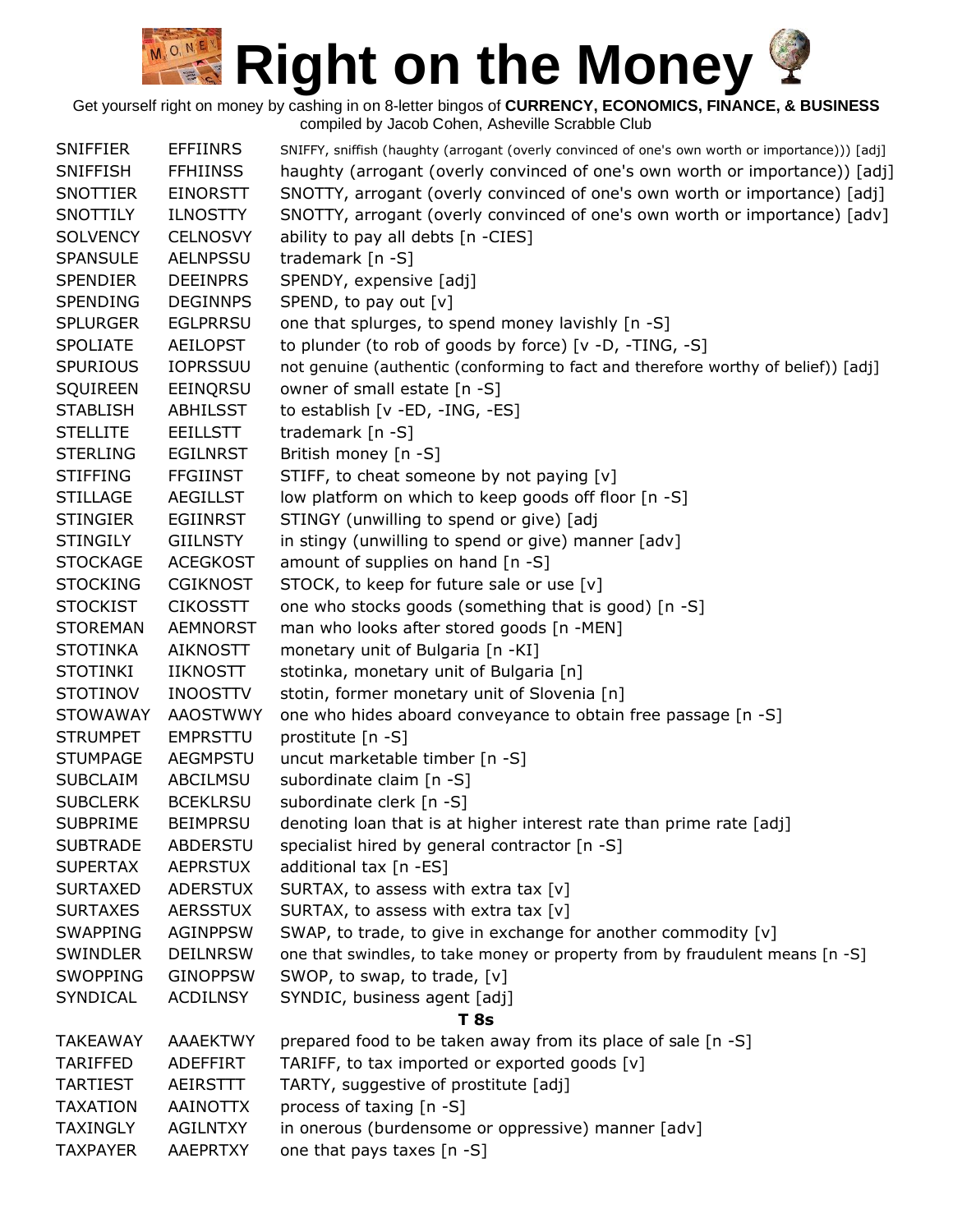# Right on the Money

Get yourself right on money by cashing in on 8-letter bingos of **CURRENCY, ECONOMICS, FINANCE, & BUSINESS**
compiled by Jacob Cohen, Asheville Scrabble Club

| | | |
|---|---|---|
| SNIFFIER | EFFIINRS | SNIFFY, sniffish (haughty (arrogant (overly convinced of one's own worth or importance))) [adj] |
| SNIFFISH | FFHIINSS | haughty (arrogant (overly convinced of one's own worth or importance)) [adj] |
| SNOTTIER | EINORSTT | SNOTTY, arrogant (overly convinced of one's own worth or importance) [adj] |
| SNOTTILY | ILNOSTTY | SNOTTY, arrogant (overly convinced of one's own worth or importance) [adv] |
| SOLVENCY | CELNOSVY | ability to pay all debts [n -CIES] |
| SPANSULE | AELNPSSU | trademark [n -S] |
| SPENDIER | DEEINPRS | SPENDY, expensive [adj] |
| SPENDING | DEGINNPS | SPEND, to pay out [v] |
| SPLURGER | EGLPRRSU | one that splurges, to spend money lavishly [n -S] |
| SPOLIATE | AEILOPST | to plunder (to rob of goods by force) [v -D, -TING, -S] |
| SPURIOUS | IOPRSSUU | not genuine (authentic (conforming to fact and therefore worthy of belief)) [adj] |
| SQUIREEN | EEINQRSU | owner of small estate [n -S] |
| STABLISH | ABHILSST | to establish [v -ED, -ING, -ES] |
| STELLITE | EEILLSTT | trademark [n -S] |
| STERLING | EGILNRST | British money [n -S] |
| STIFFING | FFGIINST | STIFF, to cheat someone by not paying [v] |
| STILLAGE | AEGILLST | low platform on which to keep goods off floor [n -S] |
| STINGIER | EGIINRST | STINGY (unwilling to spend or give) [adj |
| STINGILY | GIILNSTY | in stingy (unwilling to spend or give) manner [adv] |
| STOCKAGE | ACEGKOST | amount of supplies on hand [n -S] |
| STOCKING | CGIKNOST | STOCK, to keep for future sale or use [v] |
| STOCKIST | CIKOSSTT | one who stocks goods (something that is good) [n -S] |
| STOREMAN | AEMNORST | man who looks after stored goods [n -MEN] |
| STOTINKA | AIKNOSTT | monetary unit of Bulgaria [n -KI] |
| STOTINKI | IIKNOSTT | stotinka, monetary unit of Bulgaria [n] |
| STOTINOV | INOOSTTV | stotin, former monetary unit of Slovenia [n] |
| STOWAWAY | AAOSTWWY | one who hides aboard conveyance to obtain free passage [n -S] |
| STRUMPET | EMPRSTTU | prostitute [n -S] |
| STUMPAGE | AEGMPSTU | uncut marketable timber [n -S] |
| SUBCLAIM | ABCILMSU | subordinate claim [n -S] |
| SUBCLERK | BCEKLRSU | subordinate clerk [n -S] |
| SUBPRIME | BEIMPRSU | denoting loan that is at higher interest rate than prime rate [adj] |
| SUBTRADE | ABDERSTU | specialist hired by general contractor [n -S] |
| SUPERTAX | AEPRSTUX | additional tax [n -ES] |
| SURTAXED | ADERSTUX | SURTAX, to assess with extra tax [v] |
| SURTAXES | AERSSTUX | SURTAX, to assess with extra tax [v] |
| SWAPPING | AGINPPSW | SWAP, to trade, to give in exchange for another commodity [v] |
| SWINDLER | DEILNRSW | one that swindles, to take money or property from by fraudulent means [n -S] |
| SWOPPING | GINOPPSW | SWOP, to swap, to trade, [v] |
| SYNDICAL | ACDILNSY | SYNDIC, business agent [adj] |

**T 8s**

| | | |
|---|---|---|
| TAKEAWAY | AAAEKTWY | prepared food to be taken away from its place of sale [n -S] |
| TARIFFED | ADEFFIRT | TARIFF, to tax imported or exported goods [v] |
| TARTIEST | AEIRSTTT | TARTY, suggestive of prostitute [adj] |
| TAXATION | AAINOTTX | process of taxing [n -S] |
| TAXINGLY | AGILNTXY | in onerous (burdensome or oppressive) manner [adv] |
| TAXPAYER | AAEPRTXY | one that pays taxes [n -S] |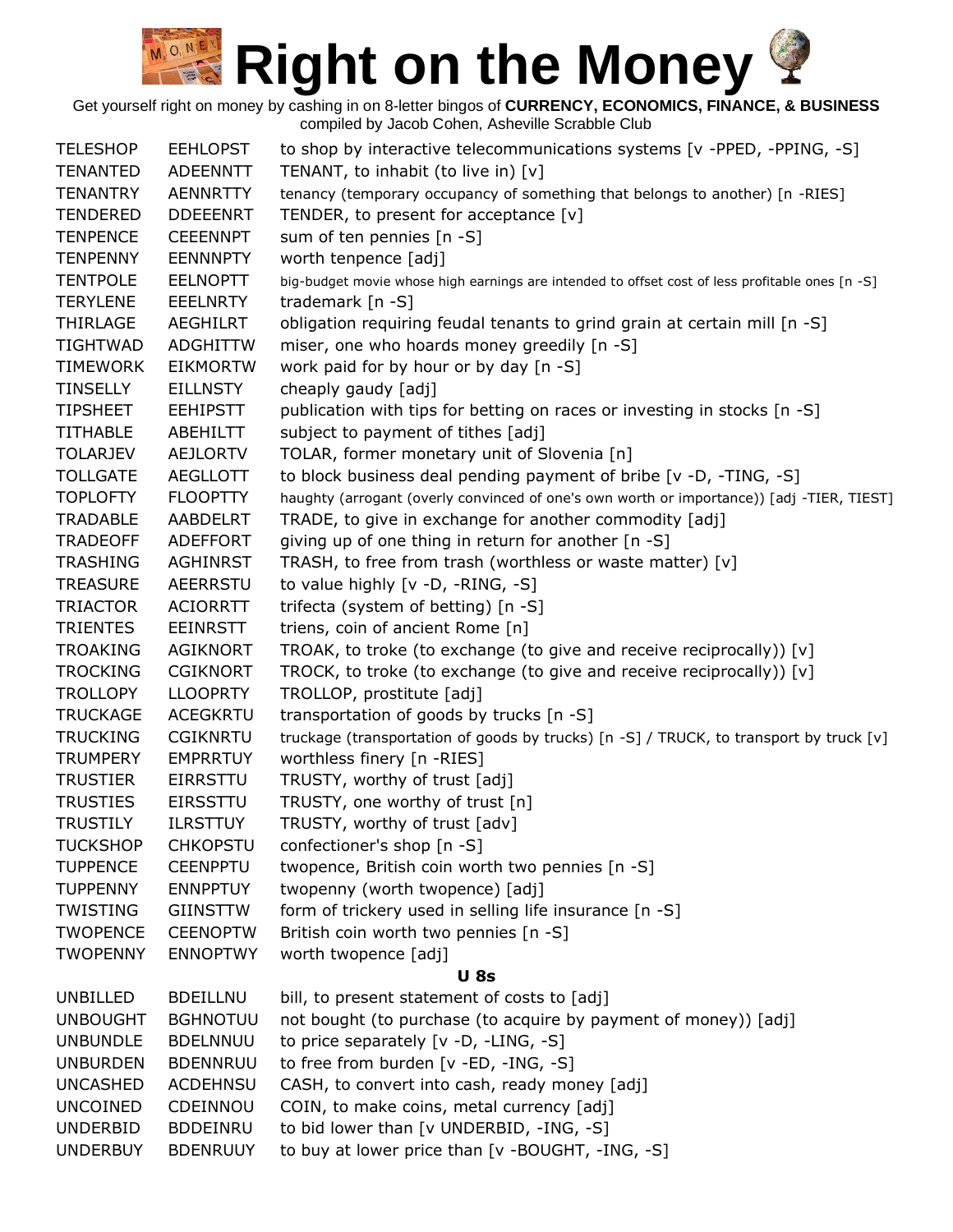# Right on the Money

Get yourself right on money by cashing in on 8-letter bingos of **CURRENCY, ECONOMICS, FINANCE, & BUSINESS**
compiled by Jacob Cohen, Asheville Scrabble Club

| | | |
|---|---|---|
| TELESHOP | EEHLOPST | to shop by interactive telecommunications systems [v -PPED, -PPING, -S] |
| TENANTED | ADEENNTT | TENANT, to inhabit (to live in) [v] |
| TENANTRY | AENNRTTY | tenancy (temporary occupancy of something that belongs to another) [n -RIES] |
| TENDERED | DDEEENRT | TENDER, to present for acceptance [v] |
| TENPENCE | CEEENNPT | sum of ten pennies [n -S] |
| TENPENNY | EENNNPTY | worth tenpence [adj] |
| TENTPOLE | EELNOPTT | big-budget movie whose high earnings are intended to offset cost of less profitable ones [n -S] |
| TERYLENE | EEELNRTY | trademark [n -S] |
| THIRLAGE | AEGHILRT | obligation requiring feudal tenants to grind grain at certain mill [n -S] |
| TIGHTWAD | ADGHITTW | miser, one who hoards money greedily [n -S] |
| TIMEWORK | EIKMORTW | work paid for by hour or by day [n -S] |
| TINSELLY | EILLNSTY | cheaply gaudy [adj] |
| TIPSHEET | EEHIPSTT | publication with tips for betting on races or investing in stocks [n -S] |
| TITHABLE | ABEHILTT | subject to payment of tithes [adj] |
| TOLARJEV | AEJLORTV | TOLAR, former monetary unit of Slovenia [n] |
| TOLLGATE | AEGLLOTT | to block business deal pending payment of bribe [v -D, -TING, -S] |
| TOPLOFTY | FLOOPTTY | haughty (arrogant (overly convinced of one's own worth or importance)) [adj -TIER, TIEST] |
| TRADABLE | AABDELRT | TRADE, to give in exchange for another commodity [adj] |
| TRADEOFF | ADEFFORT | giving up of one thing in return for another [n -S] |
| TRASHING | AGHINRST | TRASH, to free from trash (worthless or waste matter) [v] |
| TREASURE | AEERRSTU | to value highly [v -D, -RING, -S] |
| TRIACTOR | ACIORRTT | trifecta (system of betting) [n -S] |
| TRIENTES | EEINRSTT | triens, coin of ancient Rome [n] |
| TROAKING | AGIKNORT | TROAK, to troke (to exchange (to give and receive reciprocally)) [v] |
| TROCKING | CGIKNORT | TROCK, to troke (to exchange (to give and receive reciprocally)) [v] |
| TROLLOPY | LLOOPRTY | TROLLOP, prostitute [adj] |
| TRUCKAGE | ACEGKRTU | transportation of goods by trucks [n -S] |
| TRUCKING | CGIKNRTU | truckage (transportation of goods by trucks) [n -S] / TRUCK, to transport by truck [v] |
| TRUMPERY | EMPRRTUY | worthless finery [n -RIES] |
| TRUSTIER | EIRRSTTU | TRUSTY, worthy of trust [adj] |
| TRUSTIES | EIRSSTTU | TRUSTY, one worthy of trust [n] |
| TRUSTILY | ILRSTTUY | TRUSTY, worthy of trust [adv] |
| TUCKSHOP | CHKOPSTU | confectioner's shop [n -S] |
| TUPPENCE | CEENPPTU | twopence, British coin worth two pennies [n -S] |
| TUPPENNY | ENNPPTUY | twopenny (worth twopence) [adj] |
| TWISTING | GIINSTTW | form of trickery used in selling life insurance [n -S] |
| TWOPENCE | CEENOPTW | British coin worth two pennies [n -S] |
| TWOPENNY | ENNOPTWY | worth twopence [adj] |

**U 8s**

| | | |
|---|---|---|
| UNBILLED | BDEILLNU | bill, to present statement of costs to [adj] |
| UNBOUGHT | BGHNOTUU | not bought (to purchase (to acquire by payment of money)) [adj] |
| UNBUNDLE | BDELNNUU | to price separately [v -D, -LING, -S] |
| UNBURDEN | BDENNRUU | to free from burden [v -ED, -ING, -S] |
| UNCASHED | ACDEHNSU | CASH, to convert into cash, ready money [adj] |
| UNCOINED | CDEINNOU | COIN, to make coins, metal currency [adj] |
| UNDERBID | BDDEINRU | to bid lower than [v UNDERBID, -ING, -S] |
| UNDERBUY | BDENRUUY | to buy at lower price than [v -BOUGHT, -ING, -S] |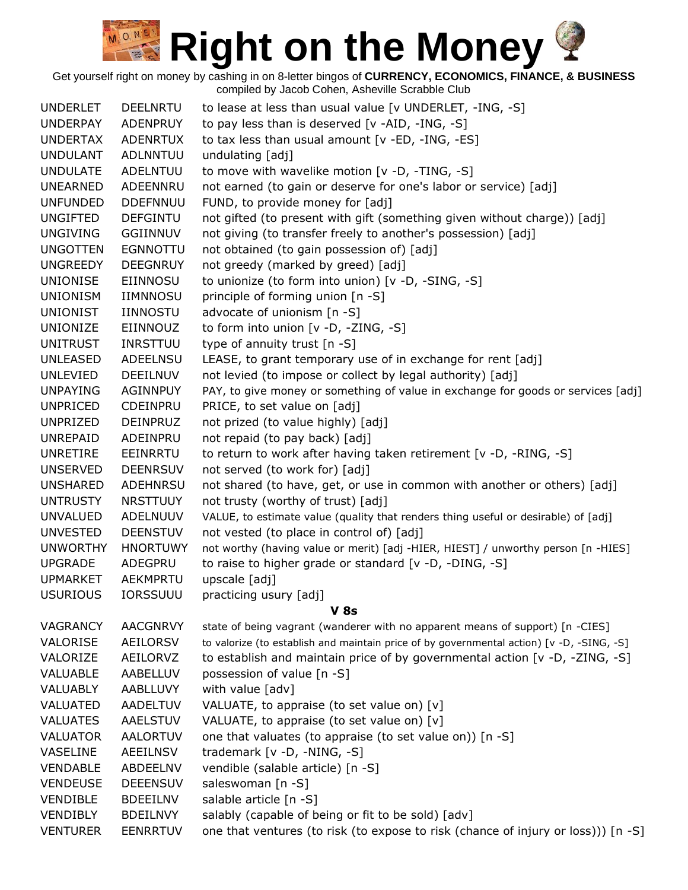# Right on the Money

Get yourself right on money by cashing in on 8-letter bingos of **CURRENCY, ECONOMICS, FINANCE, & BUSINESS**
compiled by Jacob Cohen, Asheville Scrabble Club

| | | |
|---|---|---|
| UNDERLET | DEELNRTU | to lease at less than usual value [v UNDERLET, -ING, -S] |
| UNDERPAY | ADENPRUY | to pay less than is deserved [v -AID, -ING, -S] |
| UNDERTAX | ADENRTUX | to tax less than usual amount [v -ED, -ING, -ES] |
| UNDULANT | ADLNNTUU | undulating [adj] |
| UNDULATE | ADELNTUU | to move with wavelike motion [v -D, -TING, -S] |
| UNEARNED | ADEENNRU | not earned (to gain or deserve for one's labor or service) [adj] |
| UNFUNDED | DDEFNNUU | FUND, to provide money for [adj] |
| UNGIFTED | DEFGINTU | not gifted (to present with gift (something given without charge)) [adj] |
| UNGIVING | GGIINNUV | not giving (to transfer freely to another's possession) [adj] |
| UNGOTTEN | EGNNOTTU | not obtained (to gain possession of) [adj] |
| UNGREEDY | DEEGNRUY | not greedy (marked by greed) [adj] |
| UNIONISE | EIINNOSU | to unionize (to form into union) [v -D, -SING, -S] |
| UNIONISM | IIMNNOSU | principle of forming union [n -S] |
| UNIONIST | IINNOSTU | advocate of unionism [n -S] |
| UNIONIZE | EIINNOUZ | to form into union [v -D, -ZING, -S] |
| UNITRUST | INRSTTUU | type of annuity trust [n -S] |
| UNLEASED | ADEELNSU | LEASE, to grant temporary use of in exchange for rent [adj] |
| UNLEVIED | DEEILNUV | not levied (to impose or collect by legal authority) [adj] |
| UNPAYING | AGINNPUY | PAY, to give money or something of value in exchange for goods or services [adj] |
| UNPRICED | CDEINPRU | PRICE, to set value on [adj] |
| UNPRIZED | DEINPRUZ | not prized (to value highly) [adj] |
| UNREPAID | ADEINPRU | not repaid (to pay back) [adj] |
| UNRETIRE | EEINRRTU | to return to work after having taken retirement [v -D, -RING, -S] |
| UNSERVED | DEENRSUV | not served (to work for) [adj] |
| UNSHARED | ADEHNRSU | not shared (to have, get, or use in common with another or others) [adj] |
| UNTRUSTY | NRSTTUUY | not trusty (worthy of trust) [adj] |
| UNVALUED | ADELNUUV | VALUE, to estimate value (quality that renders thing useful or desirable) of [adj] |
| UNVESTED | DEENSTUV | not vested (to place in control of) [adj] |
| UNWORTHY | HNORTUWY | not worthy (having value or merit) [adj -HIER, HIEST] / unworthy person [n -HIES] |
| UPGRADE | ADEGPRU | to raise to higher grade or standard [v -D, -DING, -S] |
| UPMARKET | AEKMPRTU | upscale [adj] |
| USURIOUS | IORSSUUU | practicing usury [adj] |

**V 8s**

| | | |
|---|---|---|
| VAGRANCY | AACGNRVY | state of being vagrant (wanderer with no apparent means of support) [n -CIES] |
| VALORISE | AEILORSV | to valorize (to establish and maintain price of by governmental action) [v -D, -SING, -S] |
| VALORIZE | AEILORVZ | to establish and maintain price of by governmental action [v -D, -ZING, -S] |
| VALUABLE | AABELLUV | possession of value [n -S] |
| VALUABLY | AABLLUVY | with value [adv] |
| VALUATED | AADELTUV | VALUATE, to appraise (to set value on) [v] |
| VALUATES | AAELSTUV | VALUATE, to appraise (to set value on) [v] |
| VALUATOR | AALORTUV | one that valuates (to appraise (to set value on)) [n -S] |
| VASELINE | AEEILNSV | trademark [v -D, -NING, -S] |
| VENDABLE | ABDEELNV | vendible (salable article) [n -S] |
| VENDEUSE | DEEENSUV | saleswoman [n -S] |
| VENDIBLE | BDEEILNV | salable article [n -S] |
| VENDIBLY | BDEILNVY | salably (capable of being or fit to be sold) [adv] |
| VENTURER | EENRRTUV | one that ventures (to risk (to expose to risk (chance of injury or loss))) [n -S] |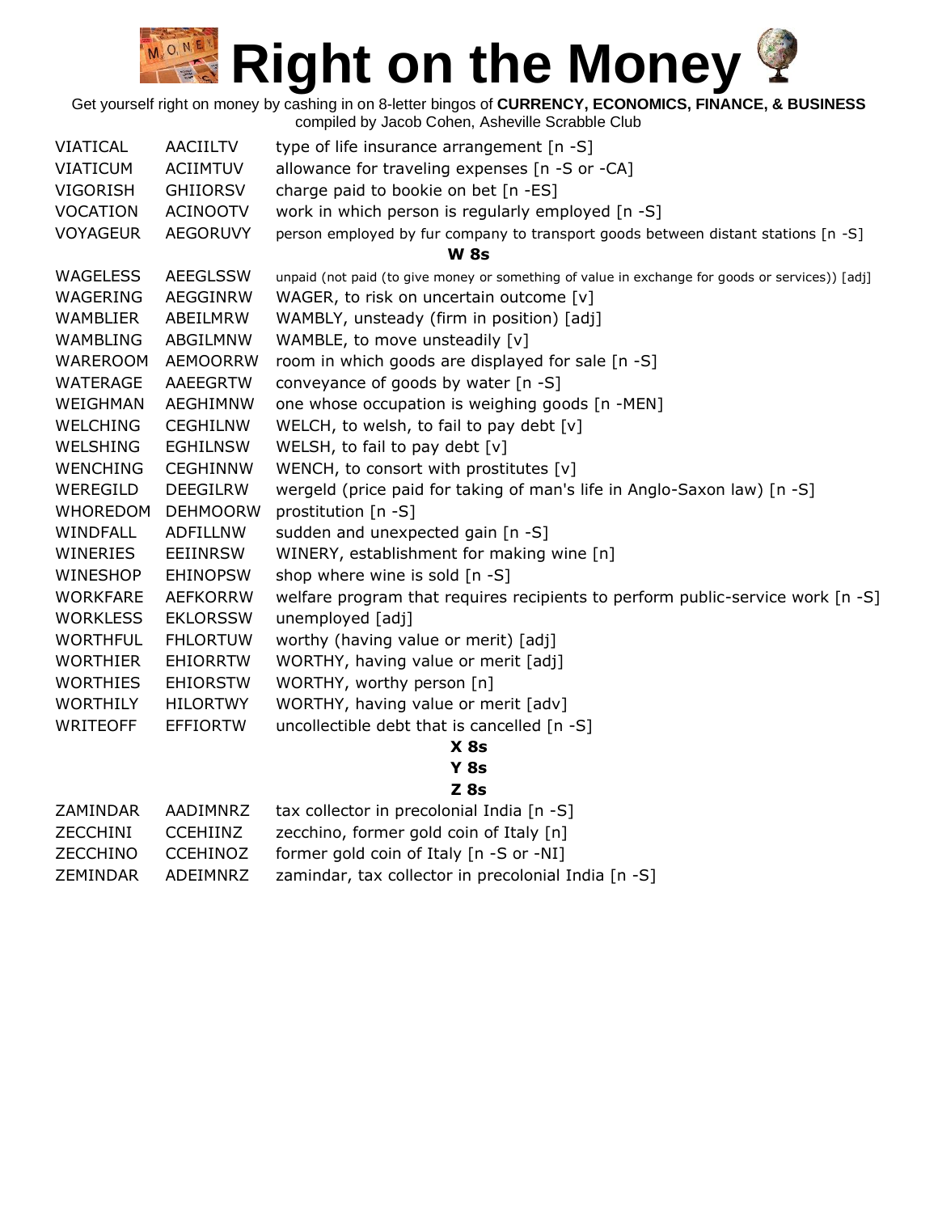# Right on the Money

Get yourself right on money by cashing in on 8-letter bingos of **CURRENCY, ECONOMICS, FINANCE, & BUSINESS**
compiled by Jacob Cohen, Asheville Scrabble Club

| | | |
|---|---|---|
| VIATICAL | AACIILTV | type of life insurance arrangement [n -S] |
| VIATICUM | ACIIMTUV | allowance for traveling expenses [n -S or -CA] |
| VIGORISH | GHIIORSV | charge paid to bookie on bet [n -ES] |
| VOCATION | ACINOOTV | work in which person is regularly employed [n -S] |
| VOYAGEUR | AEGORUVY | person employed by fur company to transport goods between distant stations [n -S] |
| | | **W 8s** |
| WAGELESS | AEEGLSSW | unpaid (not paid (to give money or something of value in exchange for goods or services)) [adj] |
| WAGERING | AEGGINRW | WAGER, to risk on uncertain outcome [v] |
| WAMBLIER | ABEILMRW | WAMBLY, unsteady (firm in position) [adj] |
| WAMBLING | ABGILMNW | WAMBLE, to move unsteadily [v] |
| WAREROOM | AEMOORRW | room in which goods are displayed for sale [n -S] |
| WATERAGE | AAEEGRTW | conveyance of goods by water [n -S] |
| WEIGHMAN | AEGHIMNW | one whose occupation is weighing goods [n -MEN] |
| WELCHING | CEGHILNW | WELCH, to welsh, to fail to pay debt [v] |
| WELSHING | EGHILNSW | WELSH, to fail to pay debt [v] |
| WENCHING | CEGHINNW | WENCH, to consort with prostitutes [v] |
| WEREGILD | DEEGILRW | wergeld (price paid for taking of man's life in Anglo-Saxon law) [n -S] |
| WHOREDOM | DEHMOORW | prostitution [n -S] |
| WINDFALL | ADFILLNW | sudden and unexpected gain [n -S] |
| WINERIES | EEIINRSW | WINERY, establishment for making wine [n] |
| WINESHOP | EHINOPSW | shop where wine is sold [n -S] |
| WORKFARE | AEFKORRW | welfare program that requires recipients to perform public-service work [n -S] |
| WORKLESS | EKLORSSW | unemployed [adj] |
| WORTHFUL | FHLORTUW | worthy (having value or merit) [adj] |
| WORTHIER | EHIORRTW | WORTHY, having value or merit [adj] |
| WORTHIES | EHIORSTW | WORTHY, worthy person [n] |
| WORTHILY | HILORTWY | WORTHY, having value or merit [adv] |
| WRITEOFF | EFFIORTW | uncollectible debt that is cancelled [n -S] |
| | | **X 8s** |
| | | **Y 8s** |
| | | **Z 8s** |
| ZAMINDAR | AADIMNRZ | tax collector in precolonial India [n -S] |
| ZECCHINI | CCEHIINZ | zecchino, former gold coin of Italy [n] |
| ZECCHINO | CCEHINOZ | former gold coin of Italy [n -S or -NI] |
| ZEMINDAR | ADEIMNRZ | zamindar, tax collector in precolonial India [n -S] |